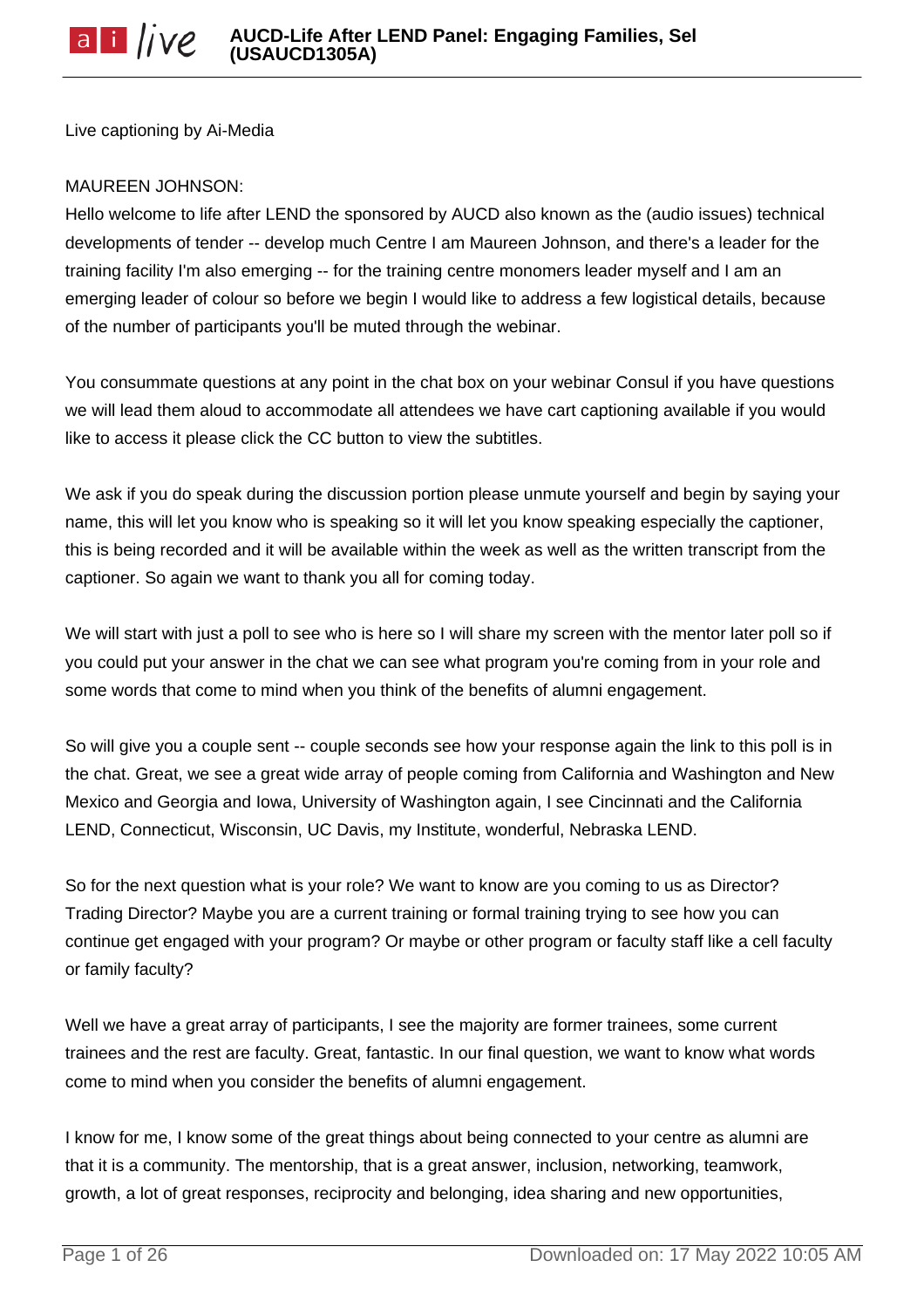Live captioning by Ai-Media

MAUREEN JOHNSON:

Hello welcome to life after LEND the sponsored by AUCD also known as the (audio issues) technical developments of tender -- develop much Centre I am Maureen Johnson, and there's a leader for the training facility I'm also emerging -- for the training centre monomers leader myself and I am an emerging leader of colour so before we begin I would like to address a few logistical details, because of the number of participants you'll be muted through the webinar.

You consummate questions at any point in the chat box on your webinar Consul if you have questions we will lead them aloud to accommodate all attendees we have cart captioning available if you would like to access it please click the CC button to view the subtitles.

We ask if you do speak during the discussion portion please unmute yourself and begin by saying your name, this will let you know who is speaking so it will let you know speaking especially the captioner, this is being recorded and it will be available within the week as well as the written transcript from the captioner. So again we want to thank you all for coming today.

We will start with just a poll to see who is here so I will share my screen with the mentor later poll so if you could put your answer in the chat we can see what program you're coming from in your role and some words that come to mind when you think of the benefits of alumni engagement.

So will give you a couple sent -- couple seconds see how your response again the link to this poll is in the chat. Great, we see a great wide array of people coming from California and Washington and New Mexico and Georgia and Iowa, University of Washington again, I see Cincinnati and the California LEND, Connecticut, Wisconsin, UC Davis, my Institute, wonderful, Nebraska LEND.

So for the next question what is your role? We want to know are you coming to us as Director? Trading Director? Maybe you are a current training or formal training trying to see how you can continue get engaged with your program? Or maybe or other program or faculty staff like a cell faculty or family faculty?

Well we have a great array of participants, I see the majority are former trainees, some current trainees and the rest are faculty. Great, fantastic. In our final question, we want to know what words come to mind when you consider the benefits of alumni engagement.

I know for me, I know some of the great things about being connected to your centre as alumni are that it is a community. The mentorship, that is a great answer, inclusion, networking, teamwork, growth, a lot of great responses, reciprocity and belonging, idea sharing and new opportunities,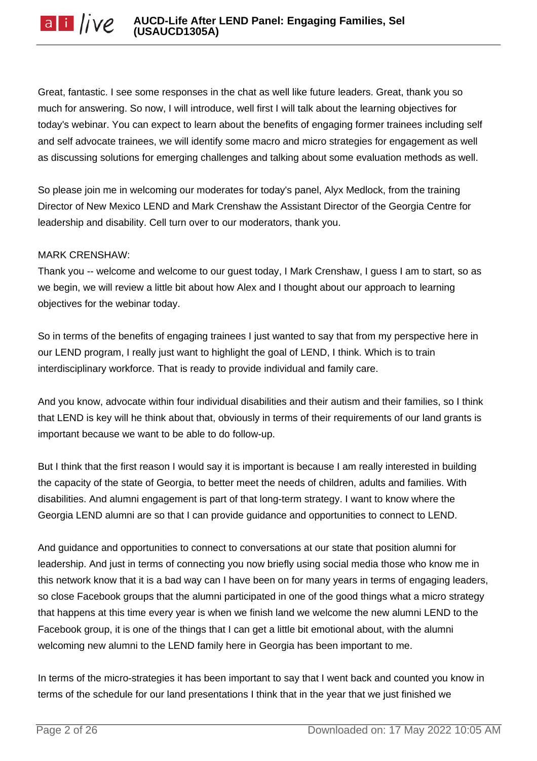Great, fantastic. I see some responses in the chat as well like future leaders. Great, thank you so much for answering. So now, I will introduce, well first I will talk about the learning objectives for today's webinar. You can expect to learn about the benefits of engaging former trainees including self and self advocate trainees, we will identify some macro and micro strategies for engagement as well as discussing solutions for emerging challenges and talking about some evaluation methods as well.

So please join me in welcoming our moderates for today's panel, Alyx Medlock, from the training Director of New Mexico LEND and Mark Crenshaw the Assistant Director of the Georgia Centre for leadership and disability. Cell turn over to our moderators, thank you.

MARK CRENSHAW:

Thank you -- welcome and welcome to our guest today, I Mark Crenshaw, I guess I am to start, so as we begin, we will review a little bit about how Alex and I thought about our approach to learning objectives for the webinar today.

So in terms of the benefits of engaging trainees I just wanted to say that from my perspective here in our LEND program, I really just want to highlight the goal of LEND, I think. Which is to train interdisciplinary workforce. That is ready to provide individual and family care.

And you know, advocate within four individual disabilities and their autism and their families, so I think that LEND is key will he think about that, obviously in terms of their requirements of our land grants is important because we want to be able to do follow-up.

But I think that the first reason I would say it is important is because I am really interested in building the capacity of the state of Georgia, to better meet the needs of children, adults and families. With disabilities. And alumni engagement is part of that long-term strategy. I want to know where the Georgia LEND alumni are so that I can provide guidance and opportunities to connect to LEND.

And guidance and opportunities to connect to conversations at our state that position alumni for leadership. And just in terms of connecting you now briefly using social media those who know me in this network know that it is a bad way can I have been on for many years in terms of engaging leaders, so close Facebook groups that the alumni participated in one of the good things what a micro strategy that happens at this time every year is when we finish land we welcome the new alumni LEND to the Facebook group, it is one of the things that I can get a little bit emotional about, with the alumni welcoming new alumni to the LEND family here in Georgia has been important to me.

In terms of the micro-strategies it has been important to say that I went back and counted you know in terms of the schedule for our land presentations I think that in the year that we just finished we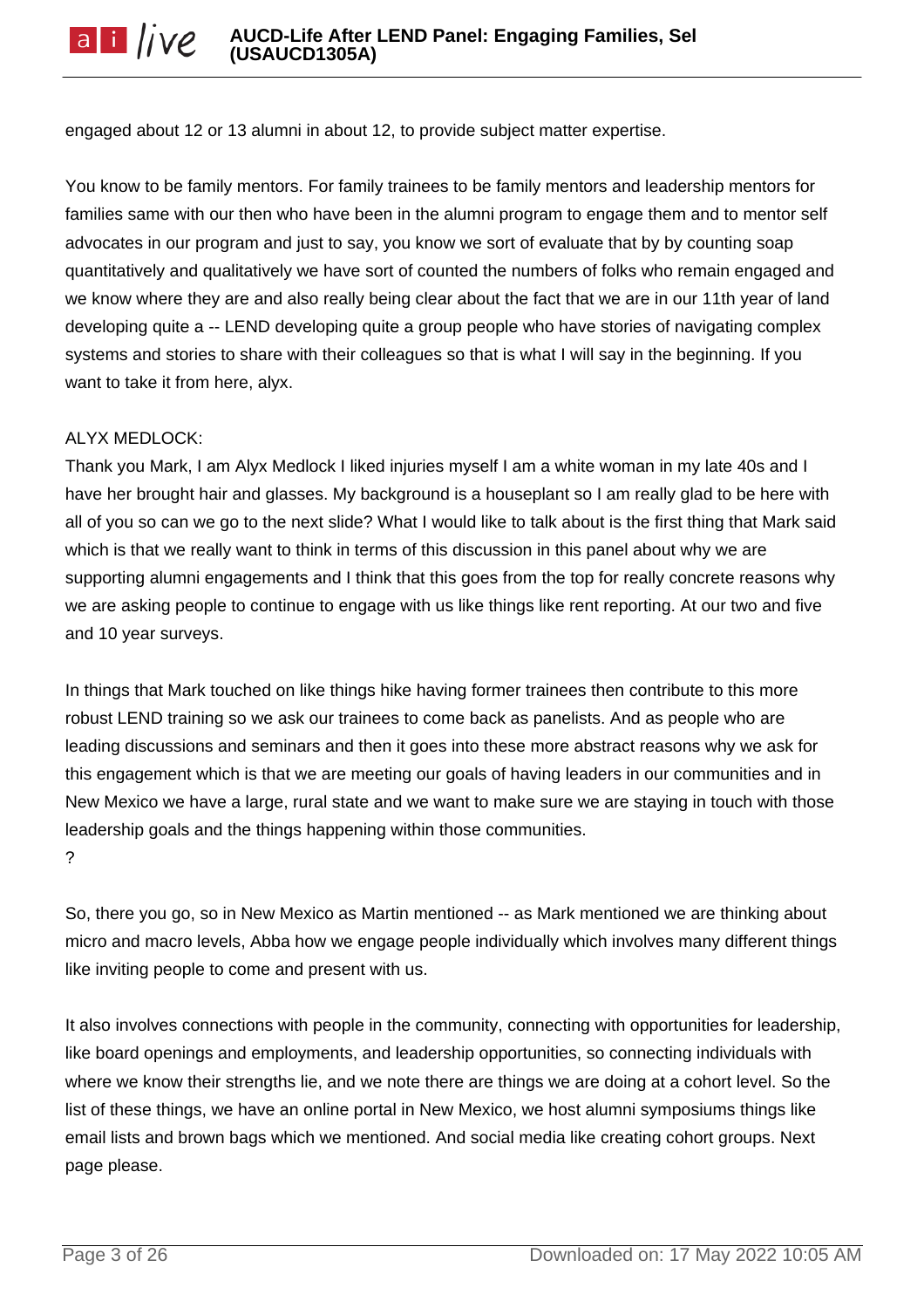engaged about 12 or 13 alumni in about 12, to provide subject matter expertise.

You know to be family mentors. For family trainees to be family mentors and leadership mentors for families same with our then who have been in the alumni program to engage them and to mentor self advocates in our program and just to say, you know we sort of evaluate that by by counting soap quantitatively and qualitatively we have sort of counted the numbers of folks who remain engaged and we know where they are and also really being clear about the fact that we are in our 11th year of land developing quite a -- LEND developing quite a group people who have stories of navigating complex systems and stories to share with their colleagues so that is what I will say in the beginning. If you want to take it from here, alyx.

ALYX MEDLOCK:
Thank you Mark, I am Alyx Medlock I liked injuries myself I am a white woman in my late 40s and I have her brought hair and glasses. My background is a houseplant so I am really glad to be here with all of you so can we go to the next slide? What I would like to talk about is the first thing that Mark said which is that we really want to think in terms of this discussion in this panel about why we are supporting alumni engagements and I think that this goes from the top for really concrete reasons why we are asking people to continue to engage with us like things like rent reporting. At our two and five and 10 year surveys.

In things that Mark touched on like things hike having former trainees then contribute to this more robust LEND training so we ask our trainees to come back as panelists. And as people who are leading discussions and seminars and then it goes into these more abstract reasons why we ask for this engagement which is that we are meeting our goals of having leaders in our communities and in New Mexico we have a large, rural state and we want to make sure we are staying in touch with those leadership goals and the things happening within those communities.
?

So, there you go, so in New Mexico as Martin mentioned -- as Mark mentioned we are thinking about micro and macro levels, Abba how we engage people individually which involves many different things like inviting people to come and present with us.

It also involves connections with people in the community, connecting with opportunities for leadership, like board openings and employments, and leadership opportunities, so connecting individuals with where we know their strengths lie, and we note there are things we are doing at a cohort level. So the list of these things, we have an online portal in New Mexico, we host alumni symposiums things like email lists and brown bags which we mentioned. And social media like creating cohort groups. Next page please.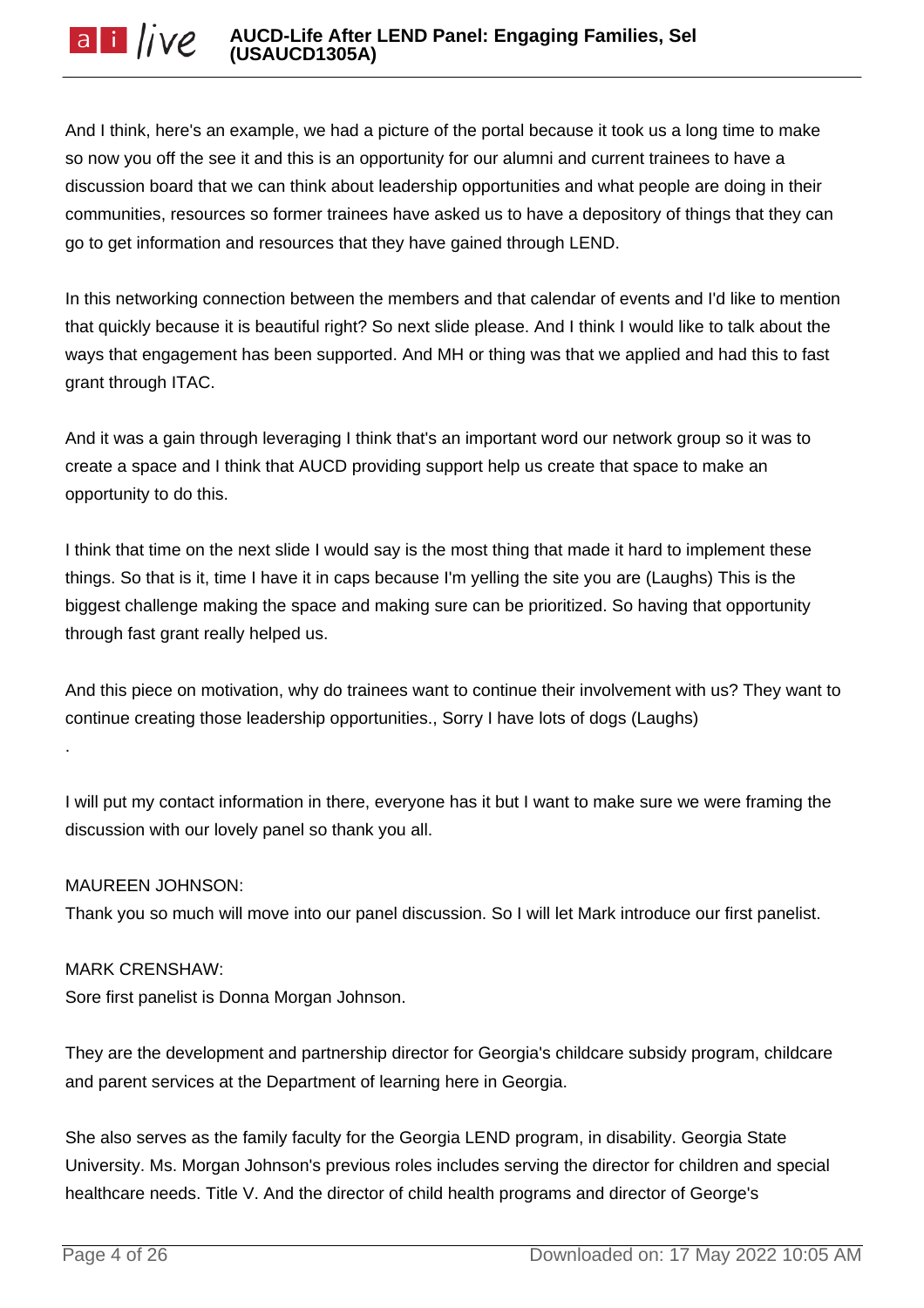And I think, here's an example, we had a picture of the portal because it took us a long time to make so now you off the see it and this is an opportunity for our alumni and current trainees to have a discussion board that we can think about leadership opportunities and what people are doing in their communities, resources so former trainees have asked us to have a depository of things that they can go to get information and resources that they have gained through LEND.

In this networking connection between the members and that calendar of events and I'd like to mention that quickly because it is beautiful right? So next slide please. And I think I would like to talk about the ways that engagement has been supported. And MH or thing was that we applied and had this to fast grant through ITAC.

And it was a gain through leveraging I think that's an important word our network group so it was to create a space and I think that AUCD providing support help us create that space to make an opportunity to do this.

I think that time on the next slide I would say is the most thing that made it hard to implement these things. So that is it, time I have it in caps because I'm yelling the site you are (Laughs) This is the biggest challenge making the space and making sure can be prioritized. So having that opportunity through fast grant really helped us.

And this piece on motivation, why do trainees want to continue their involvement with us? They want to continue creating those leadership opportunities., Sorry I have lots of dogs (Laughs)

.

I will put my contact information in there, everyone has it but I want to make sure we were framing the discussion with our lovely panel so thank you all.

MAUREEN JOHNSON:
Thank you so much will move into our panel discussion. So I will let Mark introduce our first panelist.

MARK CRENSHAW:
Sore first panelist is Donna Morgan Johnson.

They are the development and partnership director for Georgia's childcare subsidy program, childcare and parent services at the Department of learning here in Georgia.

She also serves as the family faculty for the Georgia LEND program, in disability. Georgia State University. Ms. Morgan Johnson's previous roles includes serving the director for children and special healthcare needs. Title V. And the director of child health programs and director of George's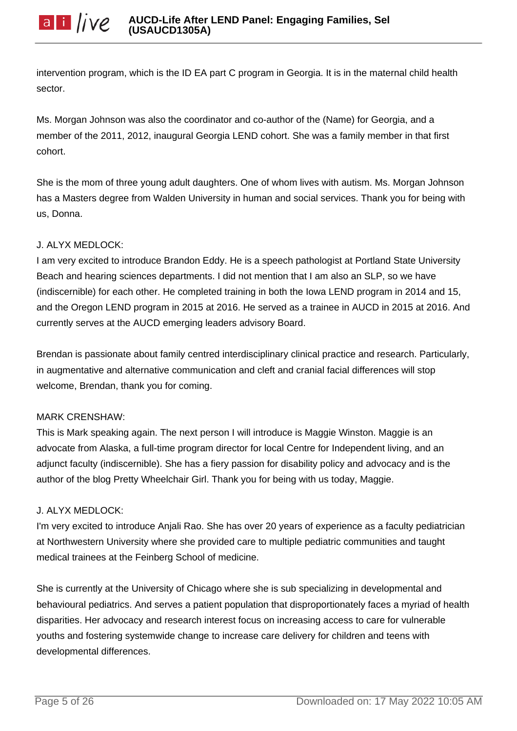intervention program, which is the ID EA part C program in Georgia. It is in the maternal child health sector.

Ms. Morgan Johnson was also the coordinator and co-author of the (Name) for Georgia, and a member of the 2011, 2012, inaugural Georgia LEND cohort. She was a family member in that first cohort.

She is the mom of three young adult daughters. One of whom lives with autism. Ms. Morgan Johnson has a Masters degree from Walden University in human and social services. Thank you for being with us, Donna.

J. ALYX MEDLOCK:
I am very excited to introduce Brandon Eddy. He is a speech pathologist at Portland State University Beach and hearing sciences departments. I did not mention that I am also an SLP, so we have (indiscernible) for each other. He completed training in both the Iowa LEND program in 2014 and 15, and the Oregon LEND program in 2015 at 2016. He served as a trainee in AUCD in 2015 at 2016. And currently serves at the AUCD emerging leaders advisory Board.

Brendan is passionate about family centred interdisciplinary clinical practice and research. Particularly, in augmentative and alternative communication and cleft and cranial facial differences will stop welcome, Brendan, thank you for coming.

MARK CRENSHAW:
This is Mark speaking again. The next person I will introduce is Maggie Winston. Maggie is an advocate from Alaska, a full-time program director for local Centre for Independent living, and an adjunct faculty (indiscernible). She has a fiery passion for disability policy and advocacy and is the author of the blog Pretty Wheelchair Girl. Thank you for being with us today, Maggie.

J. ALYX MEDLOCK:
I'm very excited to introduce Anjali Rao. She has over 20 years of experience as a faculty pediatrician at Northwestern University where she provided care to multiple pediatric communities and taught medical trainees at the Feinberg School of medicine.

She is currently at the University of Chicago where she is sub specializing in developmental and behavioural pediatrics. And serves a patient population that disproportionately faces a myriad of health disparities. Her advocacy and research interest focus on increasing access to care for vulnerable youths and fostering systemwide change to increase care delivery for children and teens with developmental differences.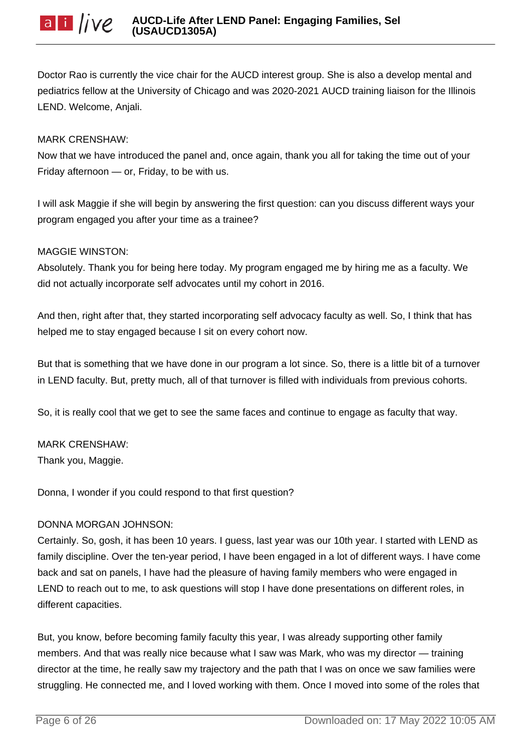Doctor Rao is currently the vice chair for the AUCD interest group. She is also a develop mental and pediatrics fellow at the University of Chicago and was 2020-2021 AUCD training liaison for the Illinois LEND. Welcome, Anjali.

MARK CRENSHAW:
Now that we have introduced the panel and, once again, thank you all for taking the time out of your Friday afternoon — or, Friday, to be with us.

I will ask Maggie if she will begin by answering the first question: can you discuss different ways your program engaged you after your time as a trainee?

MAGGIE WINSTON:
Absolutely. Thank you for being here today. My program engaged me by hiring me as a faculty. We did not actually incorporate self advocates until my cohort in 2016.

And then, right after that, they started incorporating self advocacy faculty as well. So, I think that has helped me to stay engaged because I sit on every cohort now.

But that is something that we have done in our program a lot since. So, there is a little bit of a turnover in LEND faculty. But, pretty much, all of that turnover is filled with individuals from previous cohorts.

So, it is really cool that we get to see the same faces and continue to engage as faculty that way.

MARK CRENSHAW:
Thank you, Maggie.

Donna, I wonder if you could respond to that first question?

DONNA MORGAN JOHNSON:
Certainly. So, gosh, it has been 10 years. I guess, last year was our 10th year. I started with LEND as family discipline. Over the ten-year period, I have been engaged in a lot of different ways. I have come back and sat on panels, I have had the pleasure of having family members who were engaged in LEND to reach out to me, to ask questions will stop I have done presentations on different roles, in different capacities.

But, you know, before becoming family faculty this year, I was already supporting other family members. And that was really nice because what I saw was Mark, who was my director — training director at the time, he really saw my trajectory and the path that I was on once we saw families were struggling. He connected me, and I loved working with them. Once I moved into some of the roles that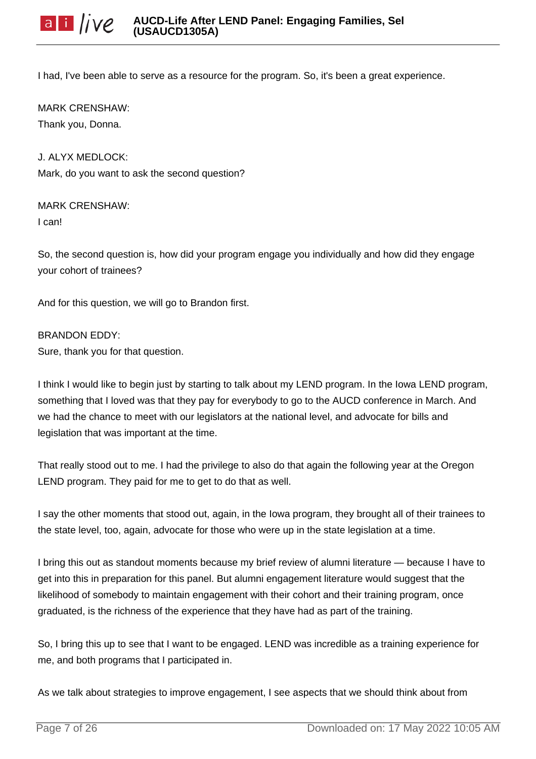I had, I've been able to serve as a resource for the program. So, it's been a great experience.

MARK CRENSHAW:
Thank you, Donna.

J. ALYX MEDLOCK:
Mark, do you want to ask the second question?

MARK CRENSHAW:
I can!

So, the second question is, how did your program engage you individually and how did they engage your cohort of trainees?

And for this question, we will go to Brandon first.

BRANDON EDDY:
Sure, thank you for that question.

I think I would like to begin just by starting to talk about my LEND program. In the Iowa LEND program, something that I loved was that they pay for everybody to go to the AUCD conference in March. And we had the chance to meet with our legislators at the national level, and advocate for bills and legislation that was important at the time.

That really stood out to me. I had the privilege to also do that again the following year at the Oregon LEND program. They paid for me to get to do that as well.

I say the other moments that stood out, again, in the Iowa program, they brought all of their trainees to the state level, too, again, advocate for those who were up in the state legislation at a time.

I bring this out as standout moments because my brief review of alumni literature — because I have to get into this in preparation for this panel. But alumni engagement literature would suggest that the likelihood of somebody to maintain engagement with their cohort and their training program, once graduated, is the richness of the experience that they have had as part of the training.

So, I bring this up to see that I want to be engaged. LEND was incredible as a training experience for me, and both programs that I participated in.

As we talk about strategies to improve engagement, I see aspects that we should think about from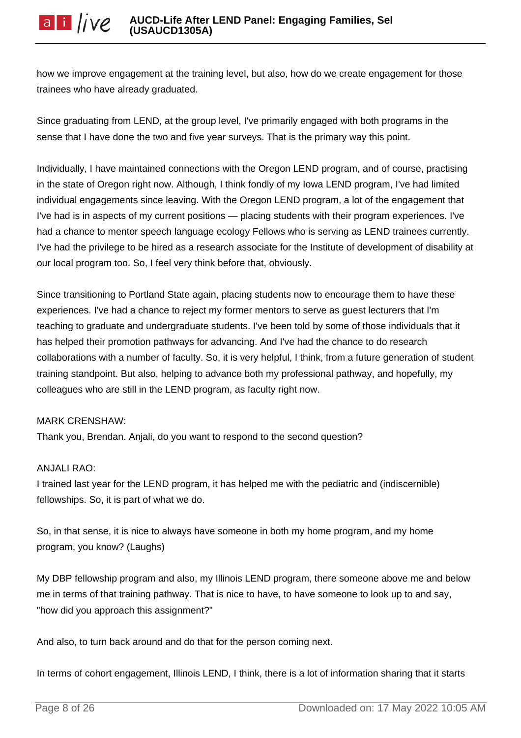how we improve engagement at the training level, but also, how do we create engagement for those trainees who have already graduated.

Since graduating from LEND, at the group level, I've primarily engaged with both programs in the sense that I have done the two and five year surveys. That is the primary way this point.

Individually, I have maintained connections with the Oregon LEND program, and of course, practising in the state of Oregon right now. Although, I think fondly of my Iowa LEND program, I've had limited individual engagements since leaving. With the Oregon LEND program, a lot of the engagement that I've had is in aspects of my current positions — placing students with their program experiences. I've had a chance to mentor speech language ecology Fellows who is serving as LEND trainees currently. I've had the privilege to be hired as a research associate for the Institute of development of disability at our local program too. So, I feel very think before that, obviously.

Since transitioning to Portland State again, placing students now to encourage them to have these experiences. I've had a chance to reject my former mentors to serve as guest lecturers that I'm teaching to graduate and undergraduate students. I've been told by some of those individuals that it has helped their promotion pathways for advancing. And I've had the chance to do research collaborations with a number of faculty. So, it is very helpful, I think, from a future generation of student training standpoint. But also, helping to advance both my professional pathway, and hopefully, my colleagues who are still in the LEND program, as faculty right now.

MARK CRENSHAW:
Thank you, Brendan. Anjali, do you want to respond to the second question?

ANJALI RAO:
I trained last year for the LEND program, it has helped me with the pediatric and (indiscernible) fellowships. So, it is part of what we do.

So, in that sense, it is nice to always have someone in both my home program, and my home program, you know? (Laughs)

My DBP fellowship program and also, my Illinois LEND program, there someone above me and below me in terms of that training pathway. That is nice to have, to have someone to look up to and say, "how did you approach this assignment?"

And also, to turn back around and do that for the person coming next.

In terms of cohort engagement, Illinois LEND, I think, there is a lot of information sharing that it starts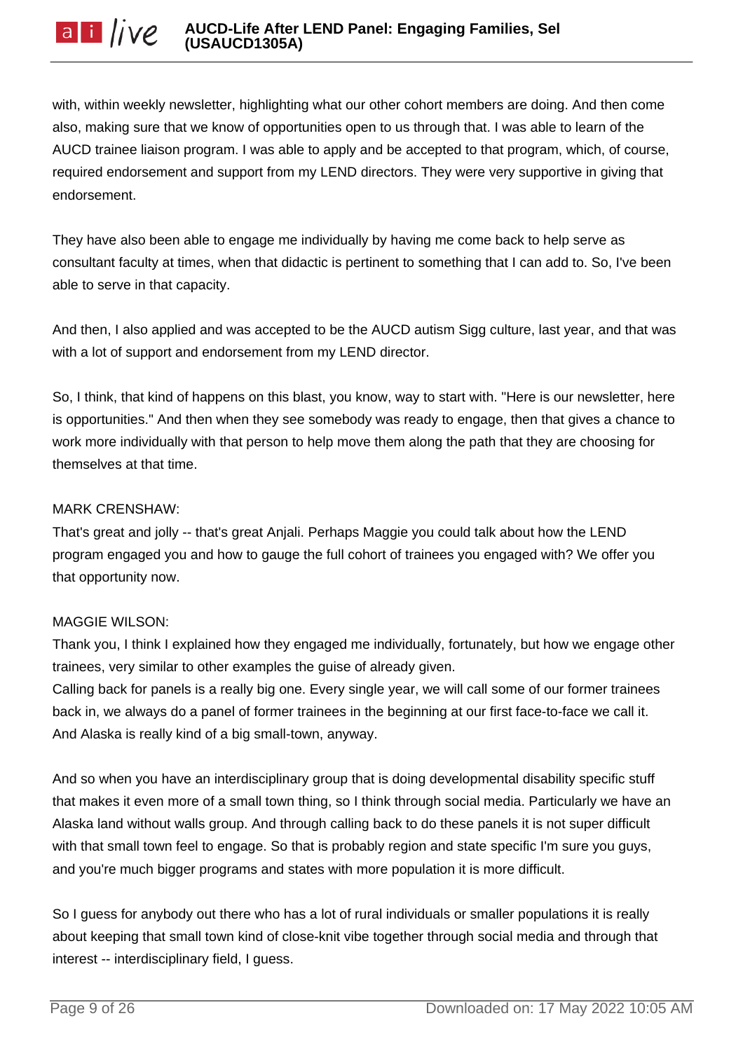with, within weekly newsletter, highlighting what our other cohort members are doing. And then come also, making sure that we know of opportunities open to us through that. I was able to learn of the AUCD trainee liaison program. I was able to apply and be accepted to that program, which, of course, required endorsement and support from my LEND directors. They were very supportive in giving that endorsement.

They have also been able to engage me individually by having me come back to help serve as consultant faculty at times, when that didactic is pertinent to something that I can add to. So, I've been able to serve in that capacity.

And then, I also applied and was accepted to be the AUCD autism Sigg culture, last year, and that was with a lot of support and endorsement from my LEND director.

So, I think, that kind of happens on this blast, you know, way to start with. "Here is our newsletter, here is opportunities." And then when they see somebody was ready to engage, then that gives a chance to work more individually with that person to help move them along the path that they are choosing for themselves at that time.

MARK CRENSHAW:
That's great and jolly -- that's great Anjali. Perhaps Maggie you could talk about how the LEND program engaged you and how to gauge the full cohort of trainees you engaged with? We offer you that opportunity now.

MAGGIE WILSON:
Thank you, I think I explained how they engaged me individually, fortunately, but how we engage other trainees, very similar to other examples the guise of already given.
Calling back for panels is a really big one. Every single year, we will call some of our former trainees back in, we always do a panel of former trainees in the beginning at our first face-to-face we call it. And Alaska is really kind of a big small-town, anyway.

And so when you have an interdisciplinary group that is doing developmental disability specific stuff that makes it even more of a small town thing, so I think through social media. Particularly we have an Alaska land without walls group. And through calling back to do these panels it is not super difficult with that small town feel to engage. So that is probably region and state specific I'm sure you guys, and you're much bigger programs and states with more population it is more difficult.

So I guess for anybody out there who has a lot of rural individuals or smaller populations it is really about keeping that small town kind of close-knit vibe together through social media and through that interest -- interdisciplinary field, I guess.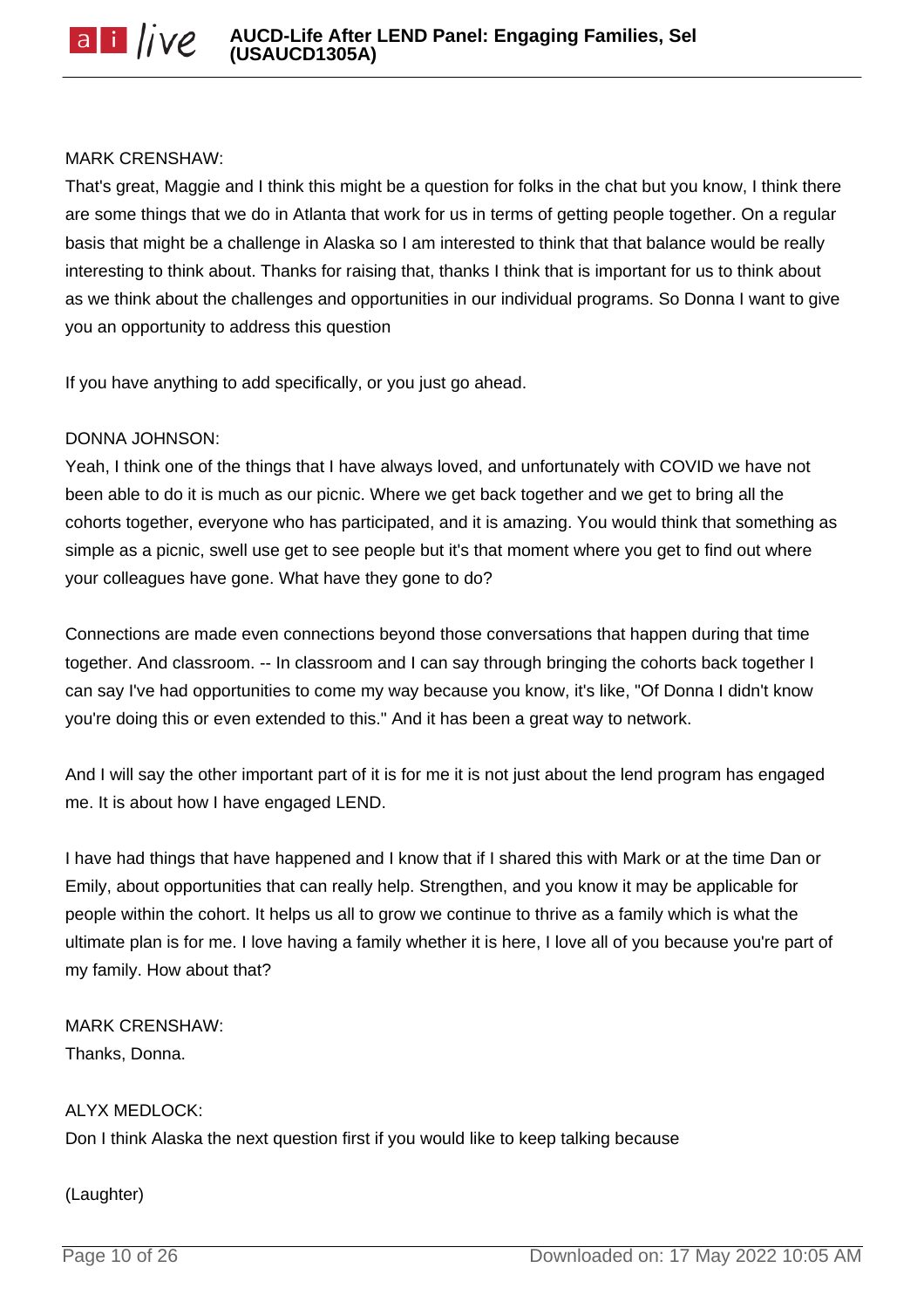MARK CRENSHAW:
That's great, Maggie and I think this might be a question for folks in the chat but you know, I think there are some things that we do in Atlanta that work for us in terms of getting people together. On a regular basis that might be a challenge in Alaska so I am interested to think that that balance would be really interesting to think about. Thanks for raising that, thanks I think that is important for us to think about as we think about the challenges and opportunities in our individual programs. So Donna I want to give you an opportunity to address this question

If you have anything to add specifically, or you just go ahead.

DONNA JOHNSON:
Yeah, I think one of the things that I have always loved, and unfortunately with COVID we have not been able to do it is much as our picnic. Where we get back together and we get to bring all the cohorts together, everyone who has participated, and it is amazing. You would think that something as simple as a picnic, swell use get to see people but it's that moment where you get to find out where your colleagues have gone. What have they gone to do?

Connections are made even connections beyond those conversations that happen during that time together. And classroom. -- In classroom and I can say through bringing the cohorts back together I can say I've had opportunities to come my way because you know, it's like, "Of Donna I didn't know you're doing this or even extended to this." And it has been a great way to network.

And I will say the other important part of it is for me it is not just about the lend program has engaged me. It is about how I have engaged LEND.

I have had things that have happened and I know that if I shared this with Mark or at the time Dan or Emily, about opportunities that can really help. Strengthen, and you know it may be applicable for people within the cohort. It helps us all to grow we continue to thrive as a family which is what the ultimate plan is for me. I love having a family whether it is here, I love all of you because you're part of my family. How about that?

MARK CRENSHAW:
Thanks, Donna.

ALYX MEDLOCK:
Don I think Alaska the next question first if you would like to keep talking because

(Laughter)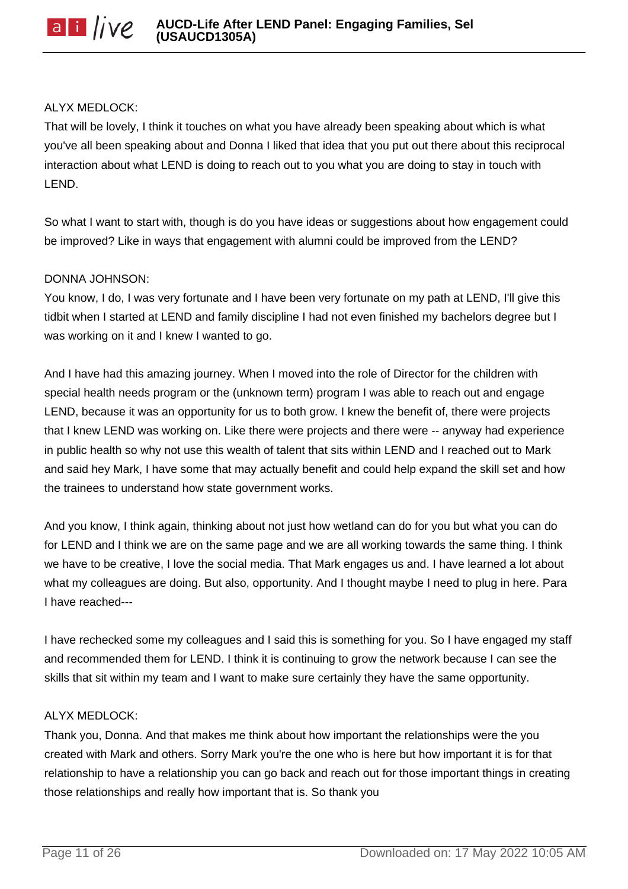ALYX MEDLOCK:

That will be lovely, I think it touches on what you have already been speaking about which is what you've all been speaking about and Donna I liked that idea that you put out there about this reciprocal interaction about what LEND is doing to reach out to you what you are doing to stay in touch with LEND.

So what I want to start with, though is do you have ideas or suggestions about how engagement could be improved? Like in ways that engagement with alumni could be improved from the LEND?

DONNA JOHNSON:

You know, I do, I was very fortunate and I have been very fortunate on my path at LEND, I'll give this tidbit when I started at LEND and family discipline I had not even finished my bachelors degree but I was working on it and I knew I wanted to go.

And I have had this amazing journey. When I moved into the role of Director for the children with special health needs program or the (unknown term) program I was able to reach out and engage LEND, because it was an opportunity for us to both grow. I knew the benefit of, there were projects that I knew LEND was working on. Like there were projects and there were -- anyway had experience in public health so why not use this wealth of talent that sits within LEND and I reached out to Mark and said hey Mark, I have some that may actually benefit and could help expand the skill set and how the trainees to understand how state government works.

And you know, I think again, thinking about not just how wetland can do for you but what you can do for LEND and I think we are on the same page and we are all working towards the same thing. I think we have to be creative, I love the social media. That Mark engages us and. I have learned a lot about what my colleagues are doing. But also, opportunity. And I thought maybe I need to plug in here. Para I have reached---

I have rechecked some my colleagues and I said this is something for you. So I have engaged my staff and recommended them for LEND. I think it is continuing to grow the network because I can see the skills that sit within my team and I want to make sure certainly they have the same opportunity.

ALYX MEDLOCK:

Thank you, Donna. And that makes me think about how important the relationships were the you created with Mark and others. Sorry Mark you're the one who is here but how important it is for that relationship to have a relationship you can go back and reach out for those important things in creating those relationships and really how important that is. So thank you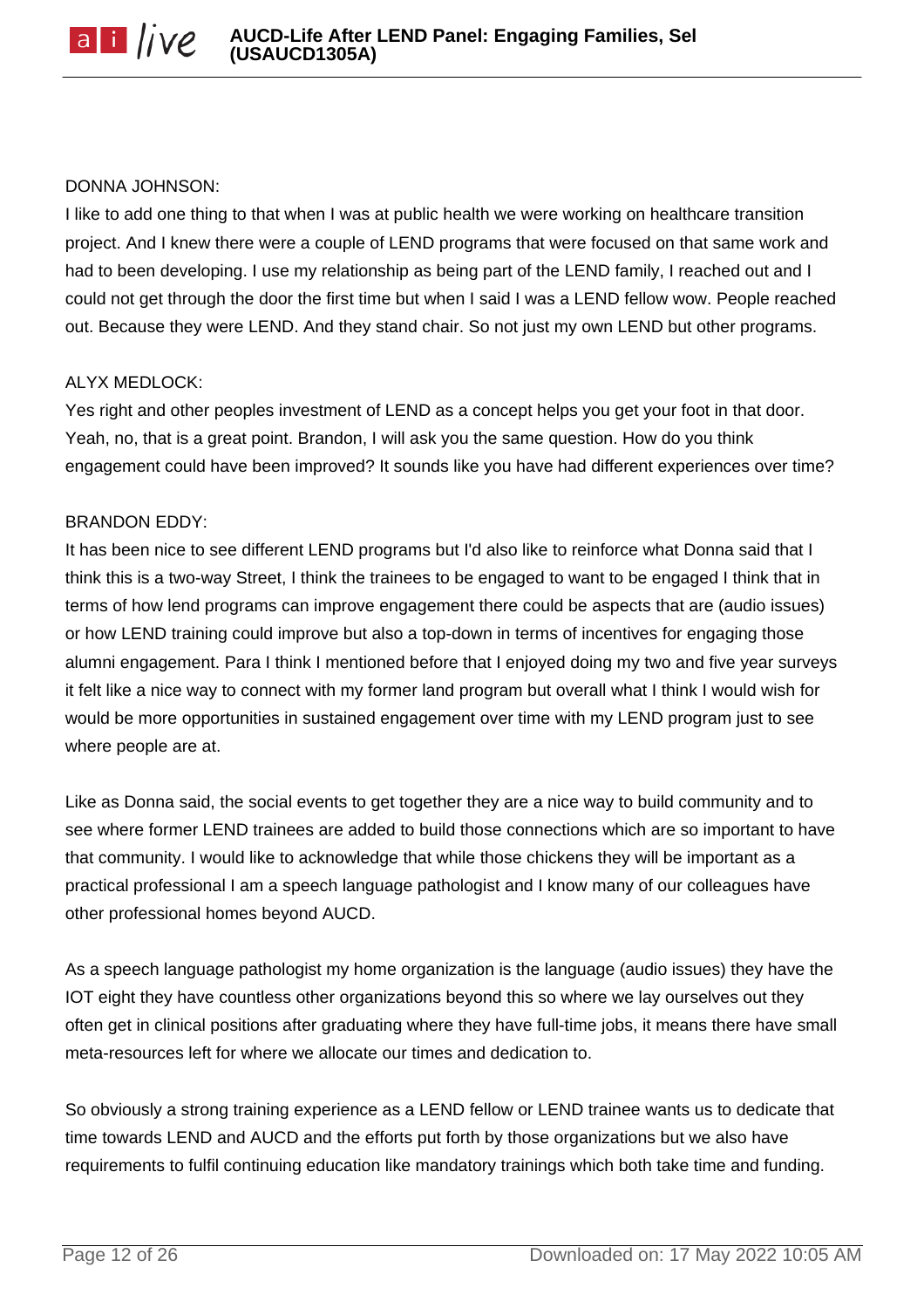DONNA JOHNSON:

I like to add one thing to that when I was at public health we were working on healthcare transition project. And I knew there were a couple of LEND programs that were focused on that same work and had to been developing. I use my relationship as being part of the LEND family, I reached out and I could not get through the door the first time but when I said I was a LEND fellow wow. People reached out. Because they were LEND. And they stand chair. So not just my own LEND but other programs.

ALYX MEDLOCK:

Yes right and other peoples investment of LEND as a concept helps you get your foot in that door. Yeah, no, that is a great point. Brandon, I will ask you the same question. How do you think engagement could have been improved? It sounds like you have had different experiences over time?

BRANDON EDDY:

It has been nice to see different LEND programs but I'd also like to reinforce what Donna said that I think this is a two-way Street, I think the trainees to be engaged to want to be engaged I think that in terms of how lend programs can improve engagement there could be aspects that are (audio issues) or how LEND training could improve but also a top-down in terms of incentives for engaging those alumni engagement. Para I think I mentioned before that I enjoyed doing my two and five year surveys it felt like a nice way to connect with my former land program but overall what I think I would wish for would be more opportunities in sustained engagement over time with my LEND program just to see where people are at.

Like as Donna said, the social events to get together they are a nice way to build community and to see where former LEND trainees are added to build those connections which are so important to have that community. I would like to acknowledge that while those chickens they will be important as a practical professional I am a speech language pathologist and I know many of our colleagues have other professional homes beyond AUCD.

As a speech language pathologist my home organization is the language (audio issues) they have the IOT eight they have countless other organizations beyond this so where we lay ourselves out they often get in clinical positions after graduating where they have full-time jobs, it means there have small meta-resources left for where we allocate our times and dedication to.

So obviously a strong training experience as a LEND fellow or LEND trainee wants us to dedicate that time towards LEND and AUCD and the efforts put forth by those organizations but we also have requirements to fulfil continuing education like mandatory trainings which both take time and funding.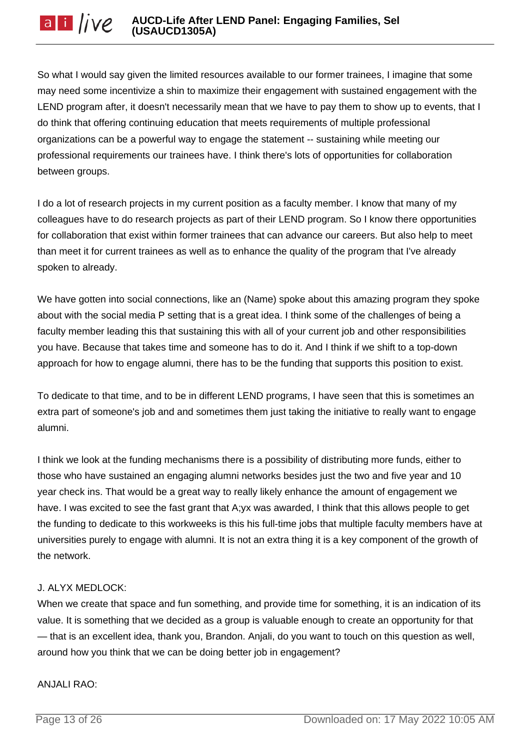So what I would say given the limited resources available to our former trainees, I imagine that some may need some incentivize a shin to maximize their engagement with sustained engagement with the LEND program after, it doesn't necessarily mean that we have to pay them to show up to events, that I do think that offering continuing education that meets requirements of multiple professional organizations can be a powerful way to engage the statement -- sustaining while meeting our professional requirements our trainees have. I think there's lots of opportunities for collaboration between groups.

I do a lot of research projects in my current position as a faculty member. I know that many of my colleagues have to do research projects as part of their LEND program. So I know there opportunities for collaboration that exist within former trainees that can advance our careers. But also help to meet than meet it for current trainees as well as to enhance the quality of the program that I've already spoken to already.

We have gotten into social connections, like an (Name) spoke about this amazing program they spoke about with the social media P setting that is a great idea. I think some of the challenges of being a faculty member leading this that sustaining this with all of your current job and other responsibilities you have. Because that takes time and someone has to do it. And I think if we shift to a top-down approach for how to engage alumni, there has to be the funding that supports this position to exist.

To dedicate to that time, and to be in different LEND programs, I have seen that this is sometimes an extra part of someone's job and and sometimes them just taking the initiative to really want to engage alumni.

I think we look at the funding mechanisms there is a possibility of distributing more funds, either to those who have sustained an engaging alumni networks besides just the two and five year and 10 year check ins. That would be a great way to really likely enhance the amount of engagement we have. I was excited to see the fast grant that A;yx was awarded, I think that this allows people to get the funding to dedicate to this workweeks is this his full-time jobs that multiple faculty members have at universities purely to engage with alumni. It is not an extra thing it is a key component of the growth of the network.

J. ALYX MEDLOCK:
When we create that space and fun something, and provide time for something, it is an indication of its value. It is something that we decided as a group is valuable enough to create an opportunity for that — that is an excellent idea, thank you, Brandon. Anjali, do you want to touch on this question as well, around how you think that we can be doing better job in engagement?

ANJALI RAO: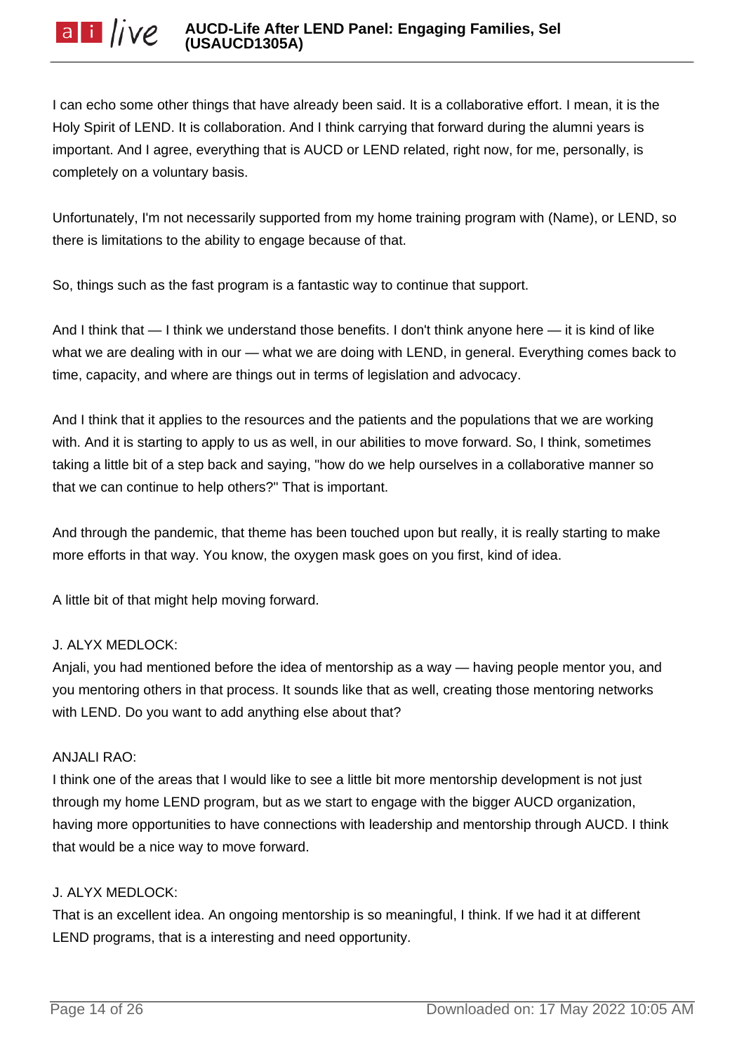I can echo some other things that have already been said. It is a collaborative effort. I mean, it is the Holy Spirit of LEND. It is collaboration. And I think carrying that forward during the alumni years is important. And I agree, everything that is AUCD or LEND related, right now, for me, personally, is completely on a voluntary basis.

Unfortunately, I'm not necessarily supported from my home training program with (Name), or LEND, so there is limitations to the ability to engage because of that.

So, things such as the fast program is a fantastic way to continue that support.

And I think that — I think we understand those benefits. I don't think anyone here — it is kind of like what we are dealing with in our — what we are doing with LEND, in general. Everything comes back to time, capacity, and where are things out in terms of legislation and advocacy.

And I think that it applies to the resources and the patients and the populations that we are working with. And it is starting to apply to us as well, in our abilities to move forward. So, I think, sometimes taking a little bit of a step back and saying, "how do we help ourselves in a collaborative manner so that we can continue to help others?" That is important.

And through the pandemic, that theme has been touched upon but really, it is really starting to make more efforts in that way. You know, the oxygen mask goes on you first, kind of idea.

A little bit of that might help moving forward.

J. ALYX MEDLOCK:
Anjali, you had mentioned before the idea of mentorship as a way — having people mentor you, and you mentoring others in that process. It sounds like that as well, creating those mentoring networks with LEND. Do you want to add anything else about that?

ANJALI RAO:
I think one of the areas that I would like to see a little bit more mentorship development is not just through my home LEND program, but as we start to engage with the bigger AUCD organization, having more opportunities to have connections with leadership and mentorship through AUCD. I think that would be a nice way to move forward.

J. ALYX MEDLOCK:
That is an excellent idea. An ongoing mentorship is so meaningful, I think. If we had it at different LEND programs, that is a interesting and need opportunity.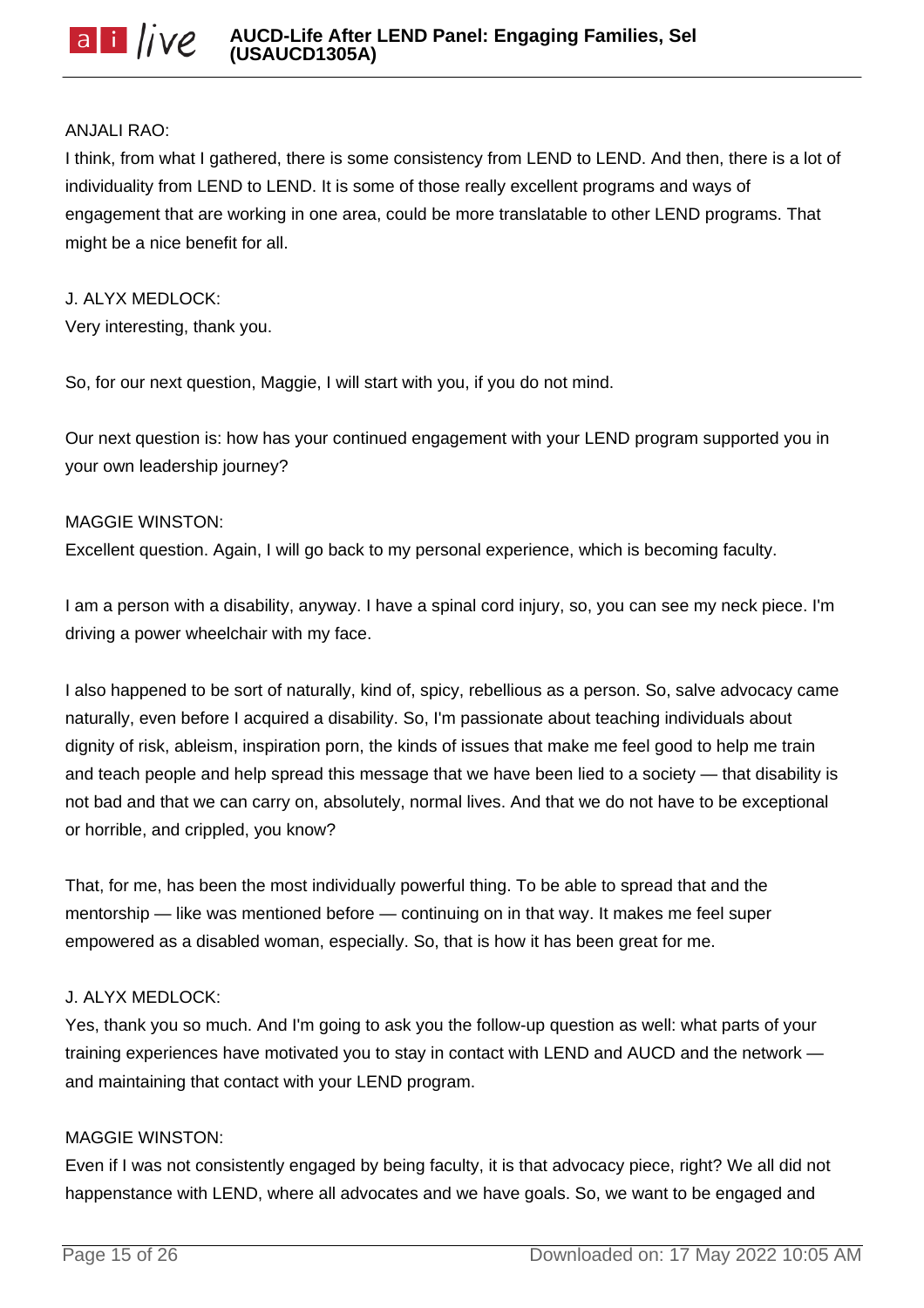ANJALI RAO:
I think, from what I gathered, there is some consistency from LEND to LEND. And then, there is a lot of individuality from LEND to LEND. It is some of those really excellent programs and ways of engagement that are working in one area, could be more translatable to other LEND programs. That might be a nice benefit for all.

J. ALYX MEDLOCK:
Very interesting, thank you.

So, for our next question, Maggie, I will start with you, if you do not mind.

Our next question is: how has your continued engagement with your LEND program supported you in your own leadership journey?

MAGGIE WINSTON:
Excellent question. Again, I will go back to my personal experience, which is becoming faculty.

I am a person with a disability, anyway. I have a spinal cord injury, so, you can see my neck piece. I'm driving a power wheelchair with my face.

I also happened to be sort of naturally, kind of, spicy, rebellious as a person. So, salve advocacy came naturally, even before I acquired a disability. So, I'm passionate about teaching individuals about dignity of risk, ableism, inspiration porn, the kinds of issues that make me feel good to help me train and teach people and help spread this message that we have been lied to a society — that disability is not bad and that we can carry on, absolutely, normal lives. And that we do not have to be exceptional or horrible, and crippled, you know?

That, for me, has been the most individually powerful thing. To be able to spread that and the mentorship — like was mentioned before — continuing on in that way. It makes me feel super empowered as a disabled woman, especially. So, that is how it has been great for me.

J. ALYX MEDLOCK:
Yes, thank you so much. And I'm going to ask you the follow-up question as well: what parts of your training experiences have motivated you to stay in contact with LEND and AUCD and the network — and maintaining that contact with your LEND program.

MAGGIE WINSTON:
Even if I was not consistently engaged by being faculty, it is that advocacy piece, right? We all did not happenstance with LEND, where all advocates and we have goals. So, we want to be engaged and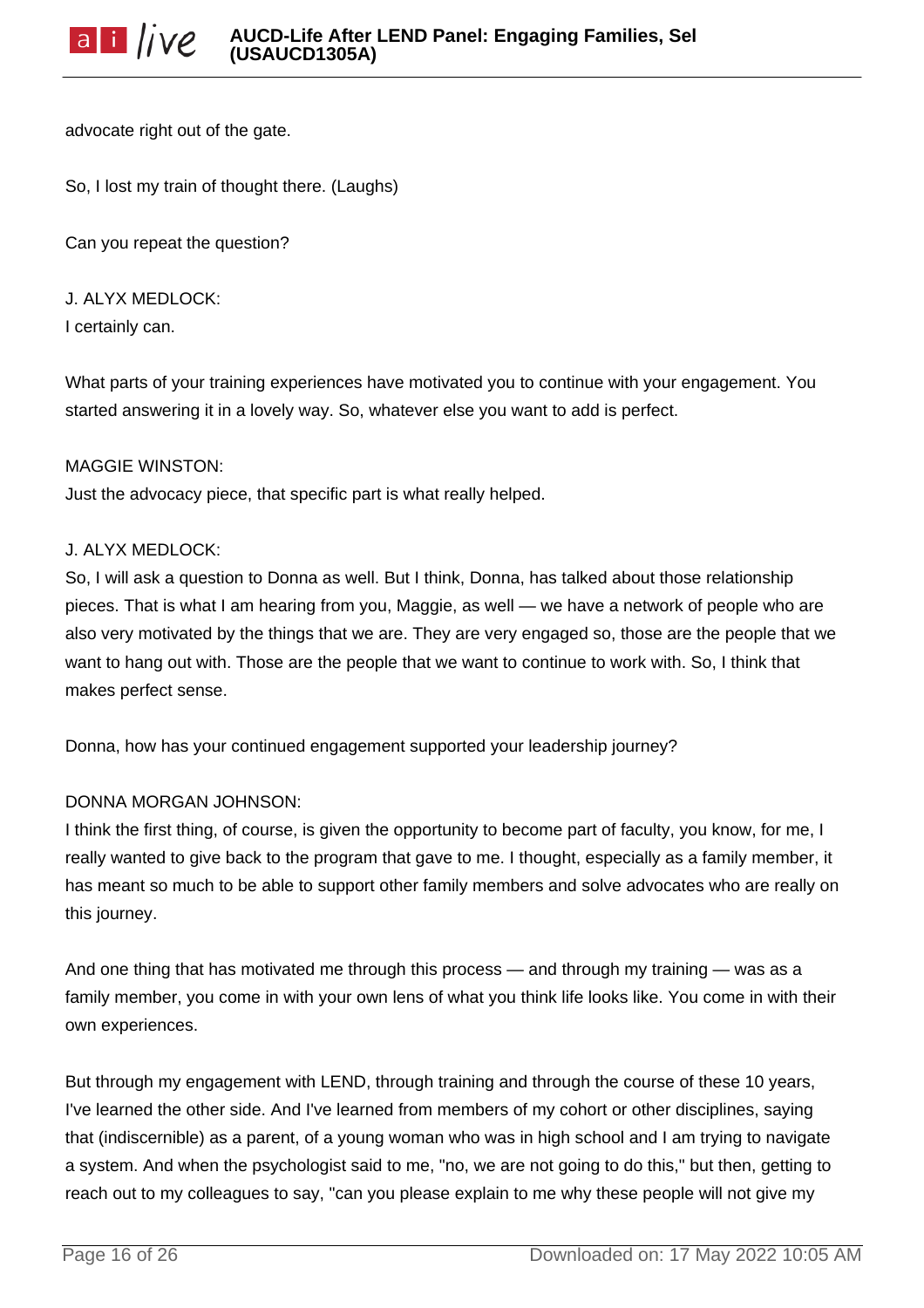advocate right out of the gate.

So, I lost my train of thought there. (Laughs)

Can you repeat the question?

J. ALYX MEDLOCK:
I certainly can.

What parts of your training experiences have motivated you to continue with your engagement. You started answering it in a lovely way. So, whatever else you want to add is perfect.

MAGGIE WINSTON:
Just the advocacy piece, that specific part is what really helped.

J. ALYX MEDLOCK:
So, I will ask a question to Donna as well. But I think, Donna, has talked about those relationship pieces. That is what I am hearing from you, Maggie, as well — we have a network of people who are also very motivated by the things that we are. They are very engaged so, those are the people that we want to hang out with. Those are the people that we want to continue to work with. So, I think that makes perfect sense.

Donna, how has your continued engagement supported your leadership journey?

DONNA MORGAN JOHNSON:
I think the first thing, of course, is given the opportunity to become part of faculty, you know, for me, I really wanted to give back to the program that gave to me. I thought, especially as a family member, it has meant so much to be able to support other family members and solve advocates who are really on this journey.

And one thing that has motivated me through this process — and through my training — was as a family member, you come in with your own lens of what you think life looks like. You come in with their own experiences.

But through my engagement with LEND, through training and through the course of these 10 years, I've learned the other side. And I've learned from members of my cohort or other disciplines, saying that (indiscernible) as a parent, of a young woman who was in high school and I am trying to navigate a system. And when the psychologist said to me, "no, we are not going to do this," but then, getting to reach out to my colleagues to say, "can you please explain to me why these people will not give my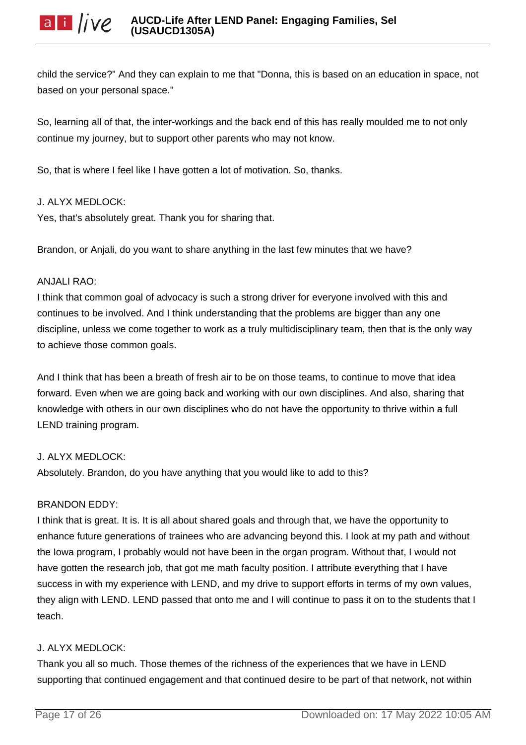child the service?" And they can explain to me that "Donna, this is based on an education in space, not based on your personal space."

So, learning all of that, the inter-workings and the back end of this has really moulded me to not only continue my journey, but to support other parents who may not know.

So, that is where I feel like I have gotten a lot of motivation. So, thanks.

J. ALYX MEDLOCK:
Yes, that's absolutely great. Thank you for sharing that.

Brandon, or Anjali, do you want to share anything in the last few minutes that we have?

ANJALI RAO:
I think that common goal of advocacy is such a strong driver for everyone involved with this and continues to be involved. And I think understanding that the problems are bigger than any one discipline, unless we come together to work as a truly multidisciplinary team, then that is the only way to achieve those common goals.

And I think that has been a breath of fresh air to be on those teams, to continue to move that idea forward. Even when we are going back and working with our own disciplines. And also, sharing that knowledge with others in our own disciplines who do not have the opportunity to thrive within a full LEND training program.

J. ALYX MEDLOCK:
Absolutely. Brandon, do you have anything that you would like to add to this?

BRANDON EDDY:
I think that is great. It is. It is all about shared goals and through that, we have the opportunity to enhance future generations of trainees who are advancing beyond this. I look at my path and without the Iowa program, I probably would not have been in the organ program. Without that, I would not have gotten the research job, that got me math faculty position. I attribute everything that I have success in with my experience with LEND, and my drive to support efforts in terms of my own values, they align with LEND. LEND passed that onto me and I will continue to pass it on to the students that I teach.

J. ALYX MEDLOCK:
Thank you all so much. Those themes of the richness of the experiences that we have in LEND supporting that continued engagement and that continued desire to be part of that network, not within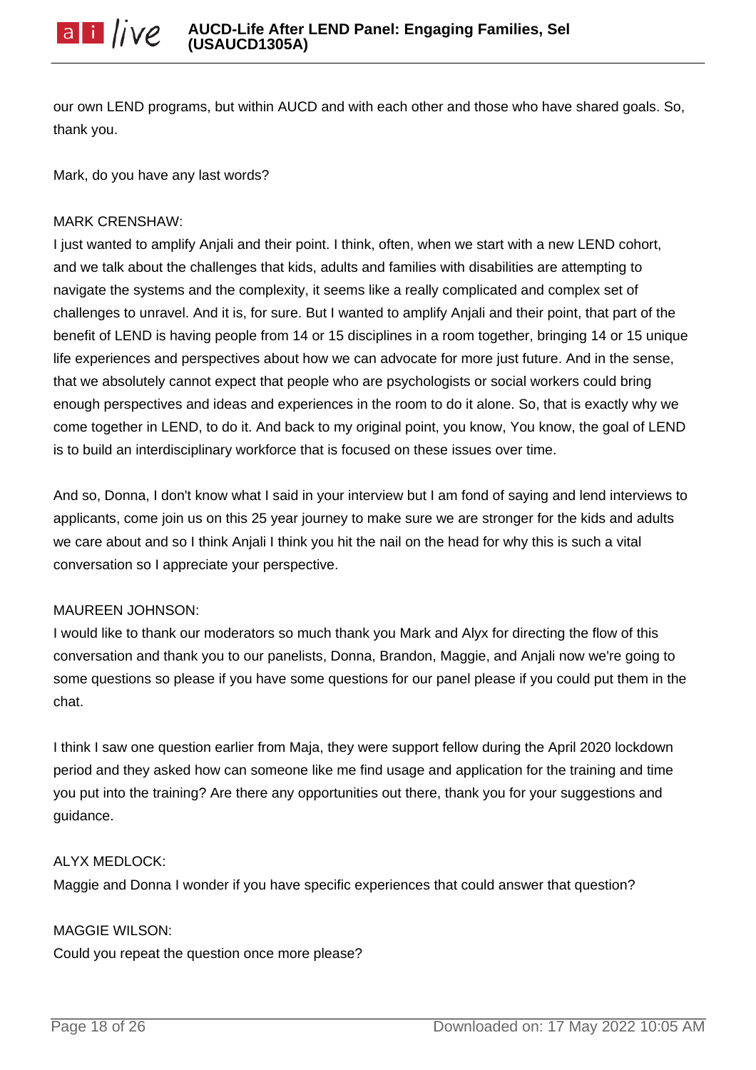our own LEND programs, but within AUCD and with each other and those who have shared goals. So, thank you.

Mark, do you have any last words?

MARK CRENSHAW:

I just wanted to amplify Anjali and their point. I think, often, when we start with a new LEND cohort, and we talk about the challenges that kids, adults and families with disabilities are attempting to navigate the systems and the complexity, it seems like a really complicated and complex set of challenges to unravel. And it is, for sure. But I wanted to amplify Anjali and their point, that part of the benefit of LEND is having people from 14 or 15 disciplines in a room together, bringing 14 or 15 unique life experiences and perspectives about how we can advocate for more just future. And in the sense, that we absolutely cannot expect that people who are psychologists or social workers could bring enough perspectives and ideas and experiences in the room to do it alone. So, that is exactly why we come together in LEND, to do it. And back to my original point, you know, You know, the goal of LEND is to build an interdisciplinary workforce that is focused on these issues over time.

And so, Donna, I don't know what I said in your interview but I am fond of saying and lend interviews to applicants, come join us on this 25 year journey to make sure we are stronger for the kids and adults we care about and so I think Anjali I think you hit the nail on the head for why this is such a vital conversation so I appreciate your perspective.

MAUREEN JOHNSON:

I would like to thank our moderators so much thank you Mark and Alyx for directing the flow of this conversation and thank you to our panelists, Donna, Brandon, Maggie, and Anjali now we're going to some questions so please if you have some questions for our panel please if you could put them in the chat.

I think I saw one question earlier from Maja, they were support fellow during the April 2020 lockdown period and they asked how can someone like me find usage and application for the training and time you put into the training? Are there any opportunities out there, thank you for your suggestions and guidance.

ALYX MEDLOCK:

Maggie and Donna I wonder if you have specific experiences that could answer that question?

MAGGIE WILSON:

Could you repeat the question once more please?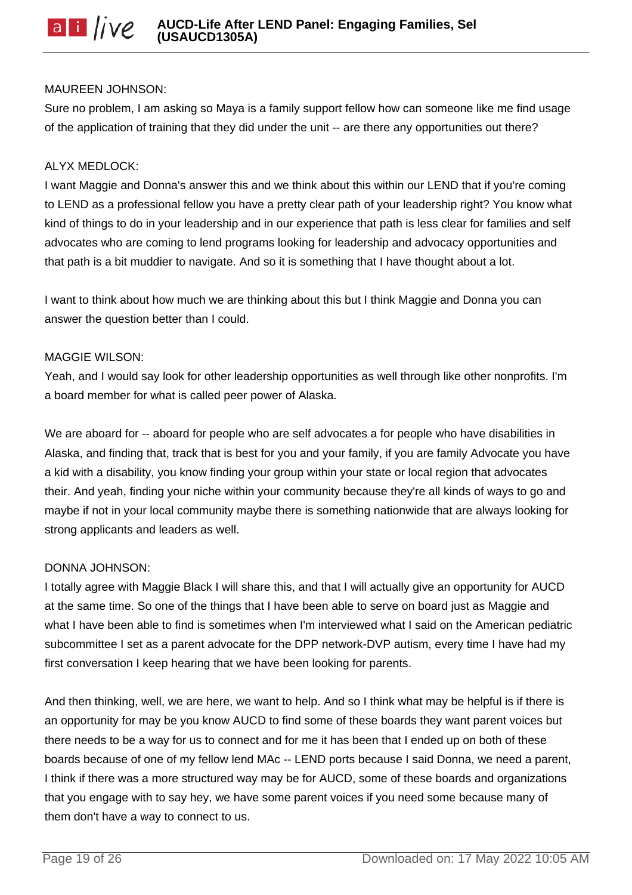MAUREEN JOHNSON:
Sure no problem, I am asking so Maya is a family support fellow how can someone like me find usage of the application of training that they did under the unit -- are there any opportunities out there?

ALYX MEDLOCK:
I want Maggie and Donna's answer this and we think about this within our LEND that if you're coming to LEND as a professional fellow you have a pretty clear path of your leadership right? You know what kind of things to do in your leadership and in our experience that path is less clear for families and self advocates who are coming to lend programs looking for leadership and advocacy opportunities and that path is a bit muddier to navigate. And so it is something that I have thought about a lot.

I want to think about how much we are thinking about this but I think Maggie and Donna you can answer the question better than I could.

MAGGIE WILSON:
Yeah, and I would say look for other leadership opportunities as well through like other nonprofits. I'm a board member for what is called peer power of Alaska.

We are aboard for -- aboard for people who are self advocates a for people who have disabilities in Alaska, and finding that, track that is best for you and your family, if you are family Advocate you have a kid with a disability, you know finding your group within your state or local region that advocates their. And yeah, finding your niche within your community because they're all kinds of ways to go and maybe if not in your local community maybe there is something nationwide that are always looking for strong applicants and leaders as well.

DONNA JOHNSON:
I totally agree with Maggie Black I will share this, and that I will actually give an opportunity for AUCD at the same time. So one of the things that I have been able to serve on board just as Maggie and what I have been able to find is sometimes when I'm interviewed what I said on the American pediatric subcommittee I set as a parent advocate for the DPP network-DVP autism, every time I have had my first conversation I keep hearing that we have been looking for parents.

And then thinking, well, we are here, we want to help. And so I think what may be helpful is if there is an opportunity for may be you know AUCD to find some of these boards they want parent voices but there needs to be a way for us to connect and for me it has been that I ended up on both of these boards because of one of my fellow lend MAc -- LEND ports because I said Donna, we need a parent, I think if there was a more structured way may be for AUCD, some of these boards and organizations that you engage with to say hey, we have some parent voices if you need some because many of them don't have a way to connect to us.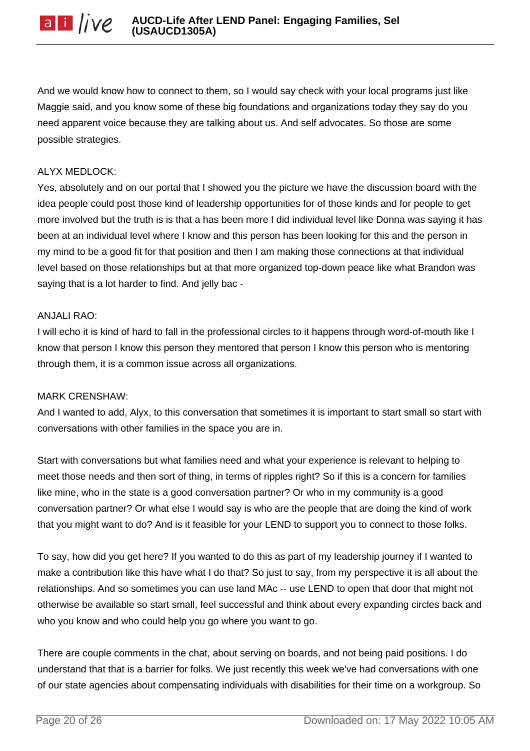And we would know how to connect to them, so I would say check with your local programs just like Maggie said, and you know some of these big foundations and organizations today they say do you need apparent voice because they are talking about us. And self advocates. So those are some possible strategies.

ALYX MEDLOCK:
Yes, absolutely and on our portal that I showed you the picture we have the discussion board with the idea people could post those kind of leadership opportunities for of those kinds and for people to get more involved but the truth is is that a has been more I did individual level like Donna was saying it has been at an individual level where I know and this person has been looking for this and the person in my mind to be a good fit for that position and then I am making those connections at that individual level based on those relationships but at that more organized top-down peace like what Brandon was saying that is a lot harder to find. And jelly bac -

ANJALI RAO:
I will echo it is kind of hard to fall in the professional circles to it happens through word-of-mouth like I know that person I know this person they mentored that person I know this person who is mentoring through them, it is a common issue across all organizations.

MARK CRENSHAW:
And I wanted to add, Alyx, to this conversation that sometimes it is important to start small so start with conversations with other families in the space you are in.

Start with conversations but what families need and what your experience is relevant to helping to meet those needs and then sort of thing, in terms of ripples right? So if this is a concern for families like mine, who in the state is a good conversation partner? Or who in my community is a good conversation partner? Or what else I would say is who are the people that are doing the kind of work that you might want to do? And is it feasible for your LEND to support you to connect to those folks.

To say, how did you get here? If you wanted to do this as part of my leadership journey if I wanted to make a contribution like this have what I do that? So just to say, from my perspective it is all about the relationships. And so sometimes you can use land MAc -- use LEND to open that door that might not otherwise be available so start small, feel successful and think about every expanding circles back and who you know and who could help you go where you want to go.

There are couple comments in the chat, about serving on boards, and not being paid positions. I do understand that that is a barrier for folks. We just recently this week we've had conversations with one of our state agencies about compensating individuals with disabilities for their time on a workgroup. So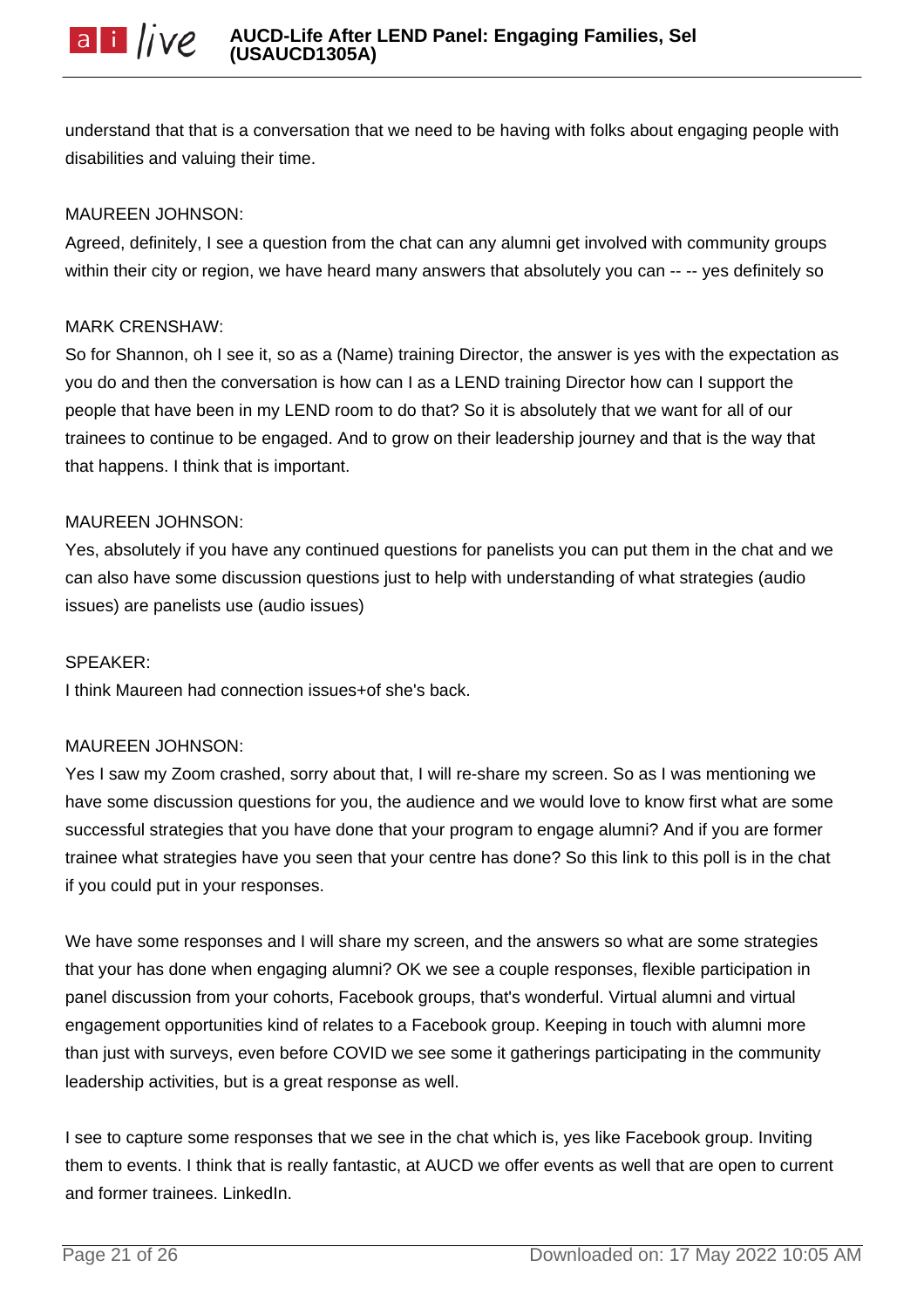understand that that is a conversation that we need to be having with folks about engaging people with disabilities and valuing their time.

MAUREEN JOHNSON:
Agreed, definitely, I see a question from the chat can any alumni get involved with community groups within their city or region, we have heard many answers that absolutely you can -- -- yes definitely so

MARK CRENSHAW:
So for Shannon, oh I see it, so as a (Name) training Director, the answer is yes with the expectation as you do and then the conversation is how can I as a LEND training Director how can I support the people that have been in my LEND room to do that? So it is absolutely that we want for all of our trainees to continue to be engaged. And to grow on their leadership journey and that is the way that that happens. I think that is important.

MAUREEN JOHNSON:
Yes, absolutely if you have any continued questions for panelists you can put them in the chat and we can also have some discussion questions just to help with understanding of what strategies (audio issues) are panelists use (audio issues)

SPEAKER:
I think Maureen had connection issues+of she's back.

MAUREEN JOHNSON:
Yes I saw my Zoom crashed, sorry about that, I will re-share my screen. So as I was mentioning we have some discussion questions for you, the audience and we would love to know first what are some successful strategies that you have done that your program to engage alumni? And if you are former trainee what strategies have you seen that your centre has done? So this link to this poll is in the chat if you could put in your responses.

We have some responses and I will share my screen, and the answers so what are some strategies that your has done when engaging alumni? OK we see a couple responses, flexible participation in panel discussion from your cohorts, Facebook groups, that's wonderful. Virtual alumni and virtual engagement opportunities kind of relates to a Facebook group. Keeping in touch with alumni more than just with surveys, even before COVID we see some it gatherings participating in the community leadership activities, but is a great response as well.

I see to capture some responses that we see in the chat which is, yes like Facebook group. Inviting them to events. I think that is really fantastic, at AUCD we offer events as well that are open to current and former trainees. LinkedIn.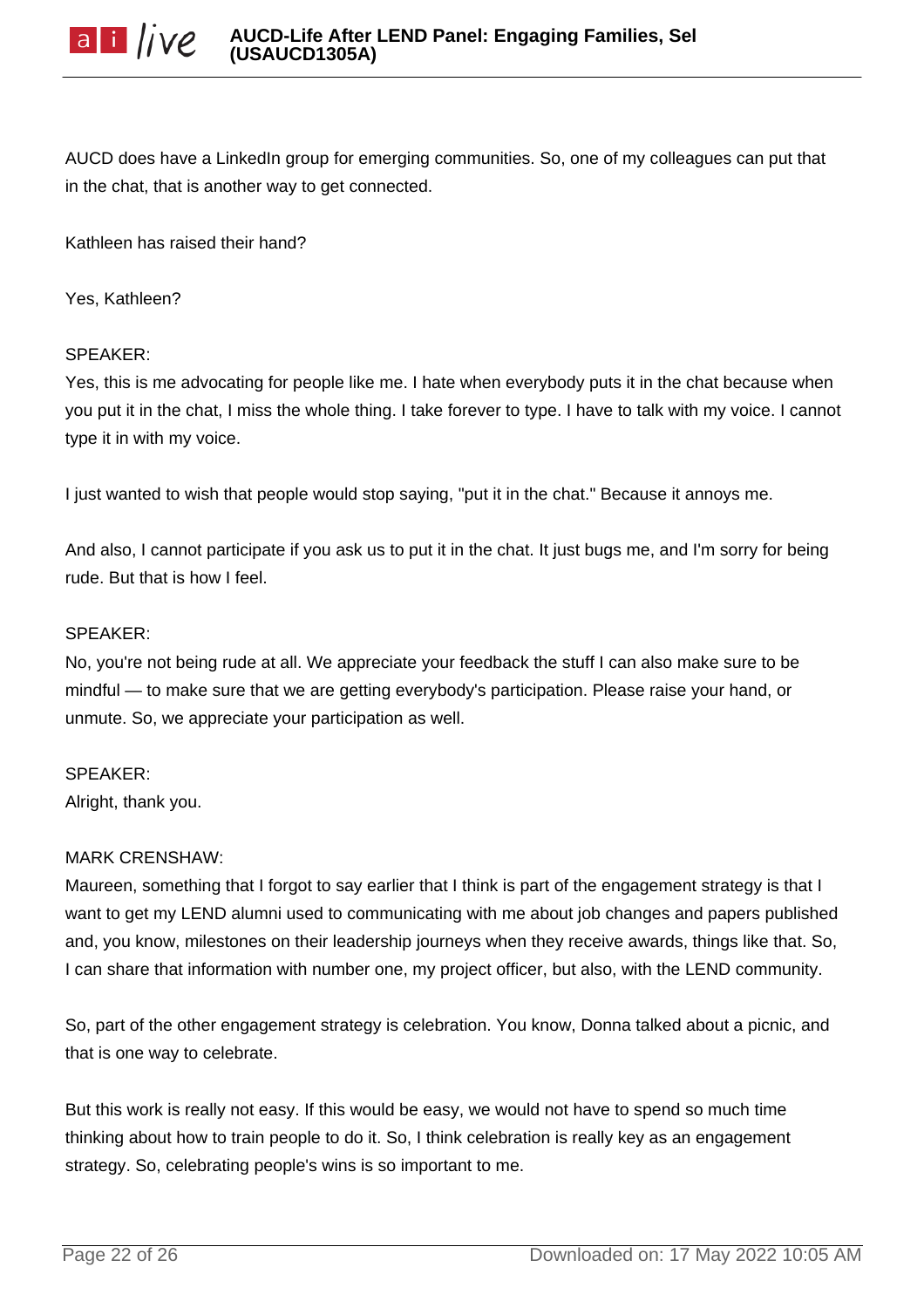AUCD does have a LinkedIn group for emerging communities. So, one of my colleagues can put that in the chat, that is another way to get connected.

Kathleen has raised their hand?

Yes, Kathleen?

SPEAKER:
Yes, this is me advocating for people like me. I hate when everybody puts it in the chat because when you put it in the chat, I miss the whole thing. I take forever to type. I have to talk with my voice. I cannot type it in with my voice.

I just wanted to wish that people would stop saying, "put it in the chat." Because it annoys me.

And also, I cannot participate if you ask us to put it in the chat. It just bugs me, and I'm sorry for being rude. But that is how I feel.

SPEAKER:
No, you're not being rude at all. We appreciate your feedback the stuff I can also make sure to be mindful — to make sure that we are getting everybody's participation. Please raise your hand, or unmute. So, we appreciate your participation as well.

SPEAKER:
Alright, thank you.

MARK CRENSHAW:
Maureen, something that I forgot to say earlier that I think is part of the engagement strategy is that I want to get my LEND alumni used to communicating with me about job changes and papers published and, you know, milestones on their leadership journeys when they receive awards, things like that. So, I can share that information with number one, my project officer, but also, with the LEND community.

So, part of the other engagement strategy is celebration. You know, Donna talked about a picnic, and that is one way to celebrate.

But this work is really not easy. If this would be easy, we would not have to spend so much time thinking about how to train people to do it. So, I think celebration is really key as an engagement strategy. So, celebrating people's wins is so important to me.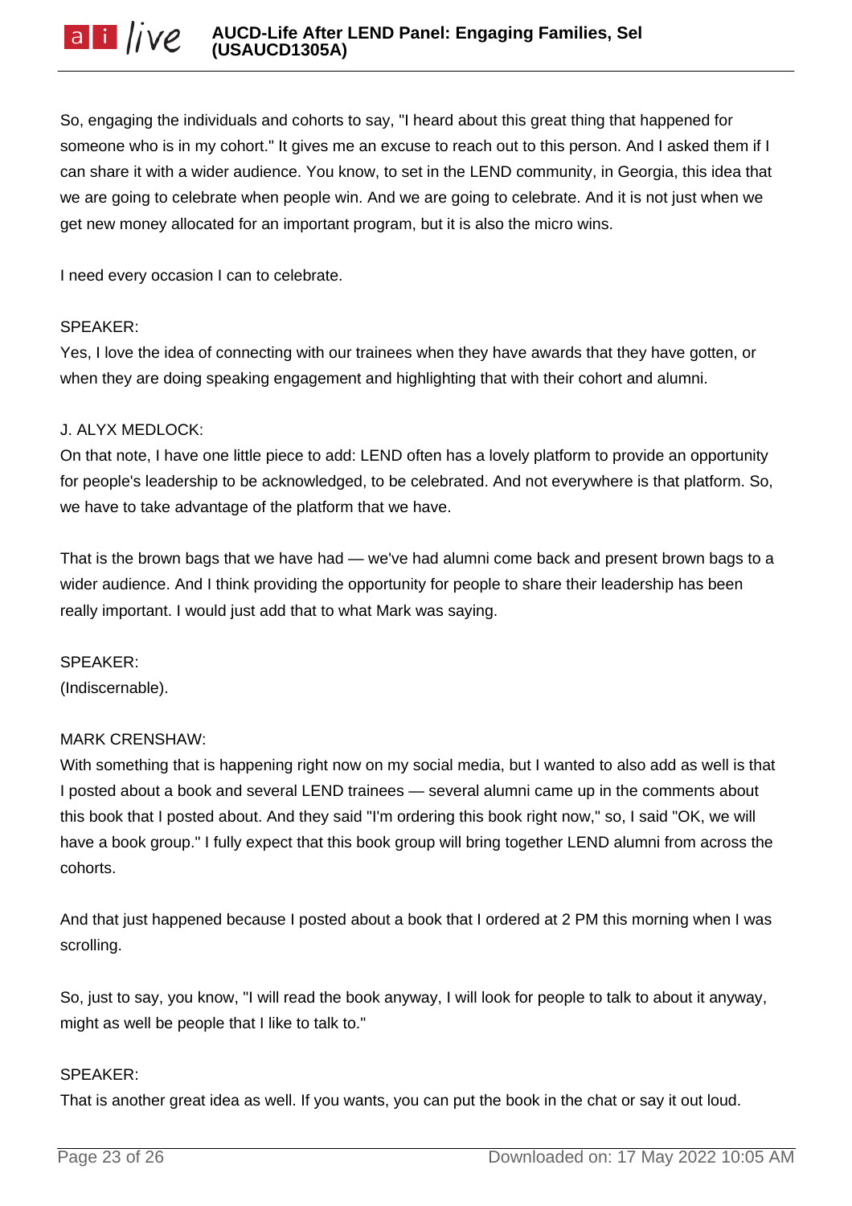So, engaging the individuals and cohorts to say, "I heard about this great thing that happened for someone who is in my cohort." It gives me an excuse to reach out to this person. And I asked them if I can share it with a wider audience. You know, to set in the LEND community, in Georgia, this idea that we are going to celebrate when people win. And we are going to celebrate. And it is not just when we get new money allocated for an important program, but it is also the micro wins.

I need every occasion I can to celebrate.

SPEAKER:
Yes, I love the idea of connecting with our trainees when they have awards that they have gotten, or when they are doing speaking engagement and highlighting that with their cohort and alumni.

J. ALYX MEDLOCK:
On that note, I have one little piece to add: LEND often has a lovely platform to provide an opportunity for people's leadership to be acknowledged, to be celebrated. And not everywhere is that platform. So, we have to take advantage of the platform that we have.

That is the brown bags that we have had — we've had alumni come back and present brown bags to a wider audience. And I think providing the opportunity for people to share their leadership has been really important. I would just add that to what Mark was saying.

SPEAKER:
(Indiscernable).

MARK CRENSHAW:
With something that is happening right now on my social media, but I wanted to also add as well is that I posted about a book and several LEND trainees — several alumni came up in the comments about this book that I posted about. And they said "I'm ordering this book right now," so, I said "OK, we will have a book group." I fully expect that this book group will bring together LEND alumni from across the cohorts.

And that just happened because I posted about a book that I ordered at 2 PM this morning when I was scrolling.

So, just to say, you know, "I will read the book anyway, I will look for people to talk to about it anyway, might as well be people that I like to talk to."

SPEAKER:
That is another great idea as well. If you wants, you can put the book in the chat or say it out loud.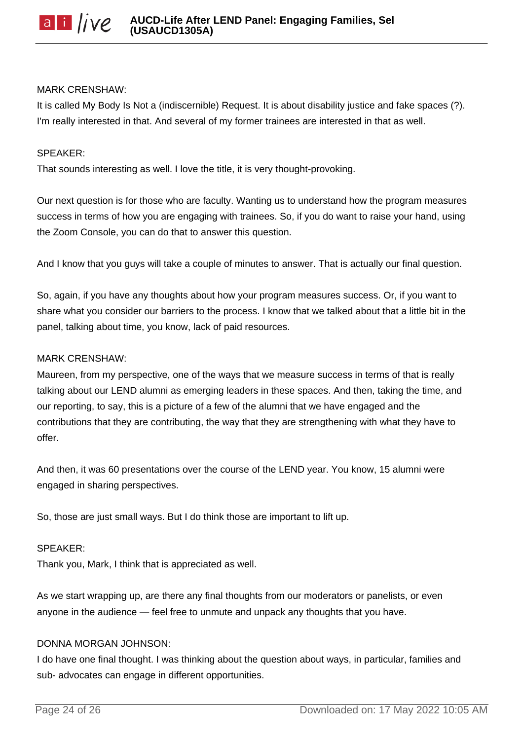MARK CRENSHAW:
It is called My Body Is Not a (indiscernible) Request. It is about disability justice and fake spaces (?). I'm really interested in that. And several of my former trainees are interested in that as well.

SPEAKER:
That sounds interesting as well. I love the title, it is very thought-provoking.

Our next question is for those who are faculty. Wanting us to understand how the program measures success in terms of how you are engaging with trainees. So, if you do want to raise your hand, using the Zoom Console, you can do that to answer this question.

And I know that you guys will take a couple of minutes to answer. That is actually our final question.

So, again, if you have any thoughts about how your program measures success. Or, if you want to share what you consider our barriers to the process. I know that we talked about that a little bit in the panel, talking about time, you know, lack of paid resources.

MARK CRENSHAW:
Maureen, from my perspective, one of the ways that we measure success in terms of that is really talking about our LEND alumni as emerging leaders in these spaces. And then, taking the time, and our reporting, to say, this is a picture of a few of the alumni that we have engaged and the contributions that they are contributing, the way that they are strengthening with what they have to offer.

And then, it was 60 presentations over the course of the LEND year. You know, 15 alumni were engaged in sharing perspectives.

So, those are just small ways. But I do think those are important to lift up.

SPEAKER:
Thank you, Mark, I think that is appreciated as well.

As we start wrapping up, are there any final thoughts from our moderators or panelists, or even anyone in the audience — feel free to unmute and unpack any thoughts that you have.

DONNA MORGAN JOHNSON:
I do have one final thought. I was thinking about the question about ways, in particular, families and sub- advocates can engage in different opportunities.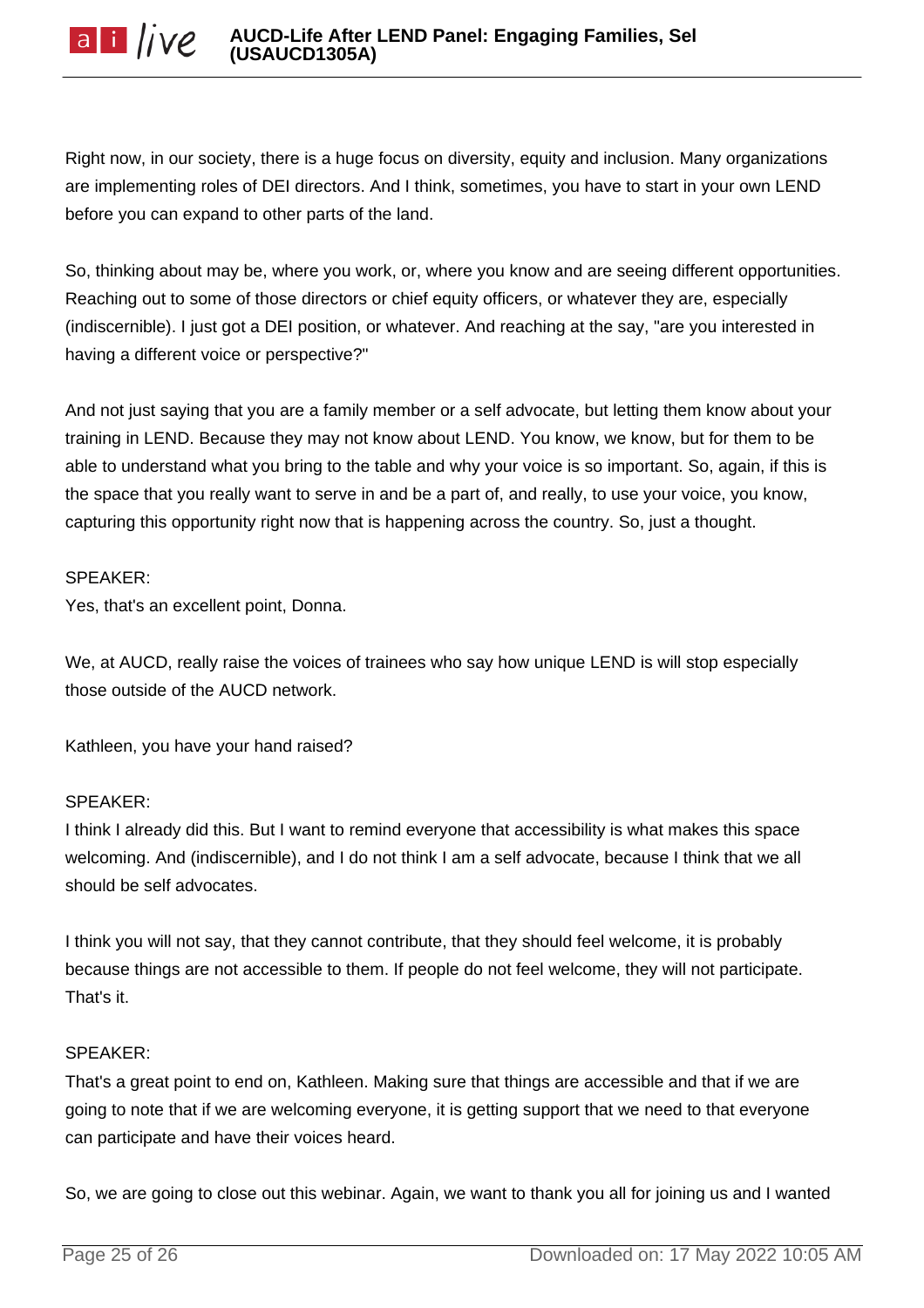Right now, in our society, there is a huge focus on diversity, equity and inclusion. Many organizations are implementing roles of DEI directors. And I think, sometimes, you have to start in your own LEND before you can expand to other parts of the land.

So, thinking about may be, where you work, or, where you know and are seeing different opportunities. Reaching out to some of those directors or chief equity officers, or whatever they are, especially (indiscernible). I just got a DEI position, or whatever. And reaching at the say, "are you interested in having a different voice or perspective?"

And not just saying that you are a family member or a self advocate, but letting them know about your training in LEND. Because they may not know about LEND. You know, we know, but for them to be able to understand what you bring to the table and why your voice is so important. So, again, if this is the space that you really want to serve in and be a part of, and really, to use your voice, you know, capturing this opportunity right now that is happening across the country. So, just a thought.

SPEAKER:
Yes, that's an excellent point, Donna.

We, at AUCD, really raise the voices of trainees who say how unique LEND is will stop especially those outside of the AUCD network.

Kathleen, you have your hand raised?

SPEAKER:
I think I already did this. But I want to remind everyone that accessibility is what makes this space welcoming. And (indiscernible), and I do not think I am a self advocate, because I think that we all should be self advocates.

I think you will not say, that they cannot contribute, that they should feel welcome, it is probably because things are not accessible to them. If people do not feel welcome, they will not participate. That's it.

SPEAKER:
That's a great point to end on, Kathleen. Making sure that things are accessible and that if we are going to note that if we are welcoming everyone, it is getting support that we need to that everyone can participate and have their voices heard.

So, we are going to close out this webinar. Again, we want to thank you all for joining us and I wanted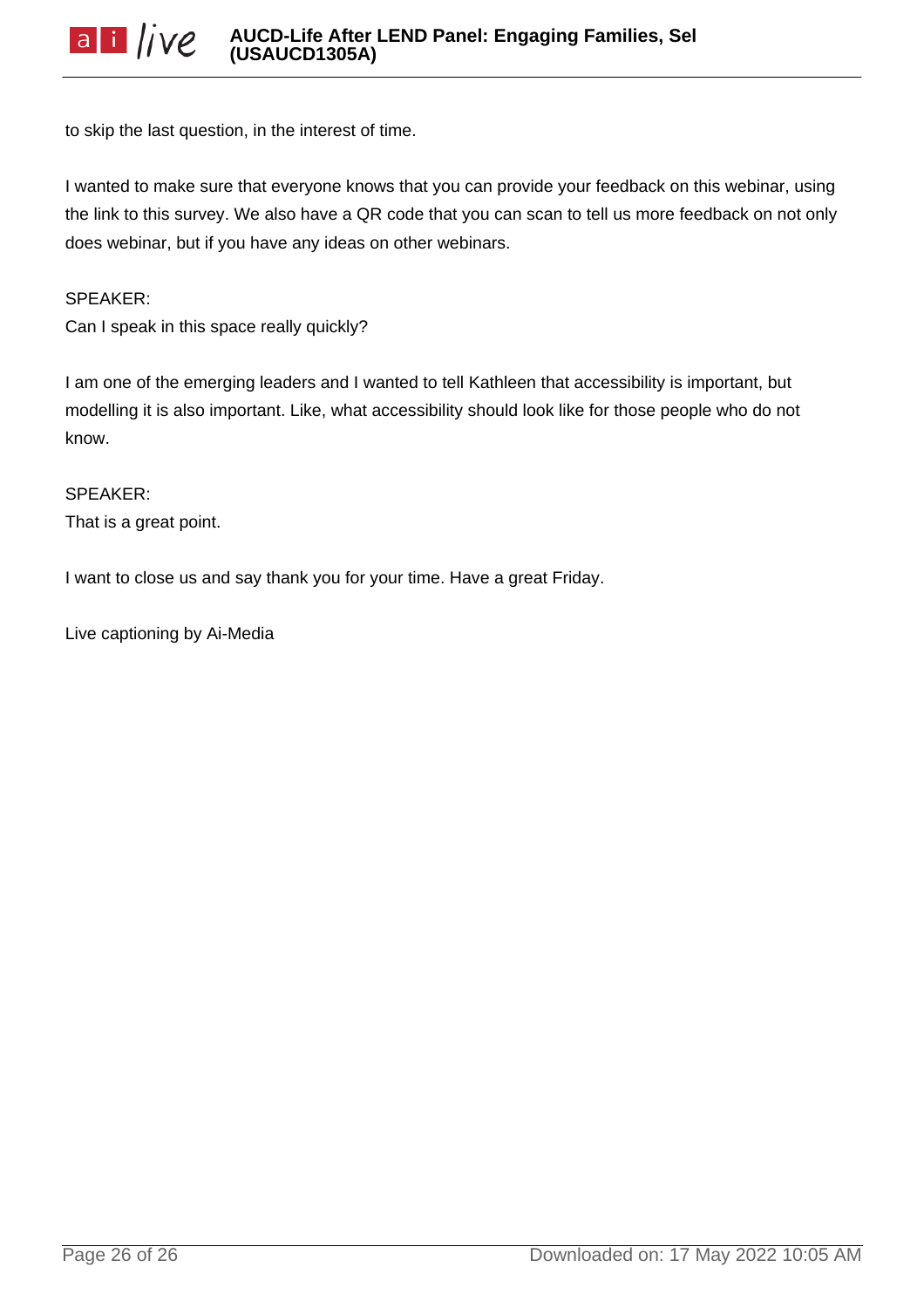to skip the last question, in the interest of time.

I wanted to make sure that everyone knows that you can provide your feedback on this webinar, using the link to this survey. We also have a QR code that you can scan to tell us more feedback on not only does webinar, but if you have any ideas on other webinars.

SPEAKER:
Can I speak in this space really quickly?

I am one of the emerging leaders and I wanted to tell Kathleen that accessibility is important, but modelling it is also important. Like, what accessibility should look like for those people who do not know.

SPEAKER:
That is a great point.

I want to close us and say thank you for your time. Have a great Friday.

Live captioning by Ai-Media